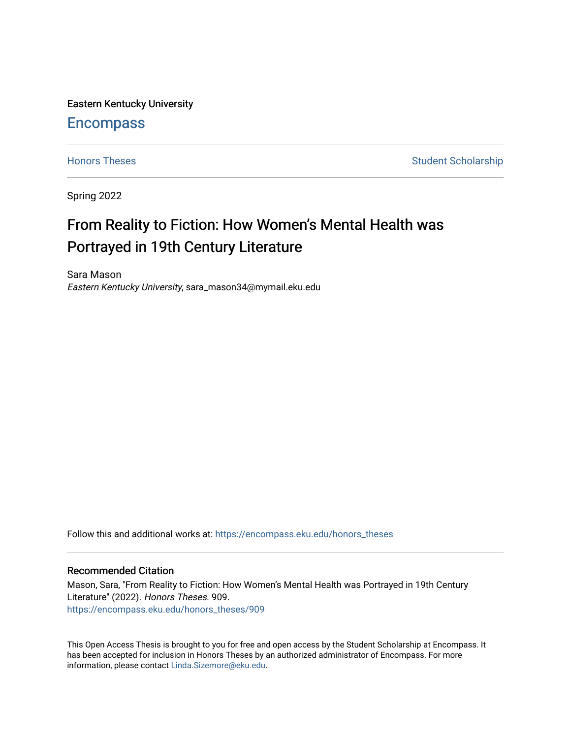Eastern Kentucky University

# Encompass

Honors Theses | Student Scholarship

Spring 2022

# From Reality to Fiction: How Women's Mental Health was Portrayed in 19th Century Literature

Sara Mason
*Eastern Kentucky University*, sara_mason34@mymail.eku.edu

Follow this and additional works at: https://encompass.eku.edu/honors_theses

## Recommended Citation

Mason, Sara, "From Reality to Fiction: How Women's Mental Health was Portrayed in 19th Century Literature" (2022). *Honors Theses*. 909.
https://encompass.eku.edu/honors_theses/909

This Open Access Thesis is brought to you for free and open access by the Student Scholarship at Encompass. It has been accepted for inclusion in Honors Theses by an authorized administrator of Encompass. For more information, please contact Linda.Sizemore@eku.edu.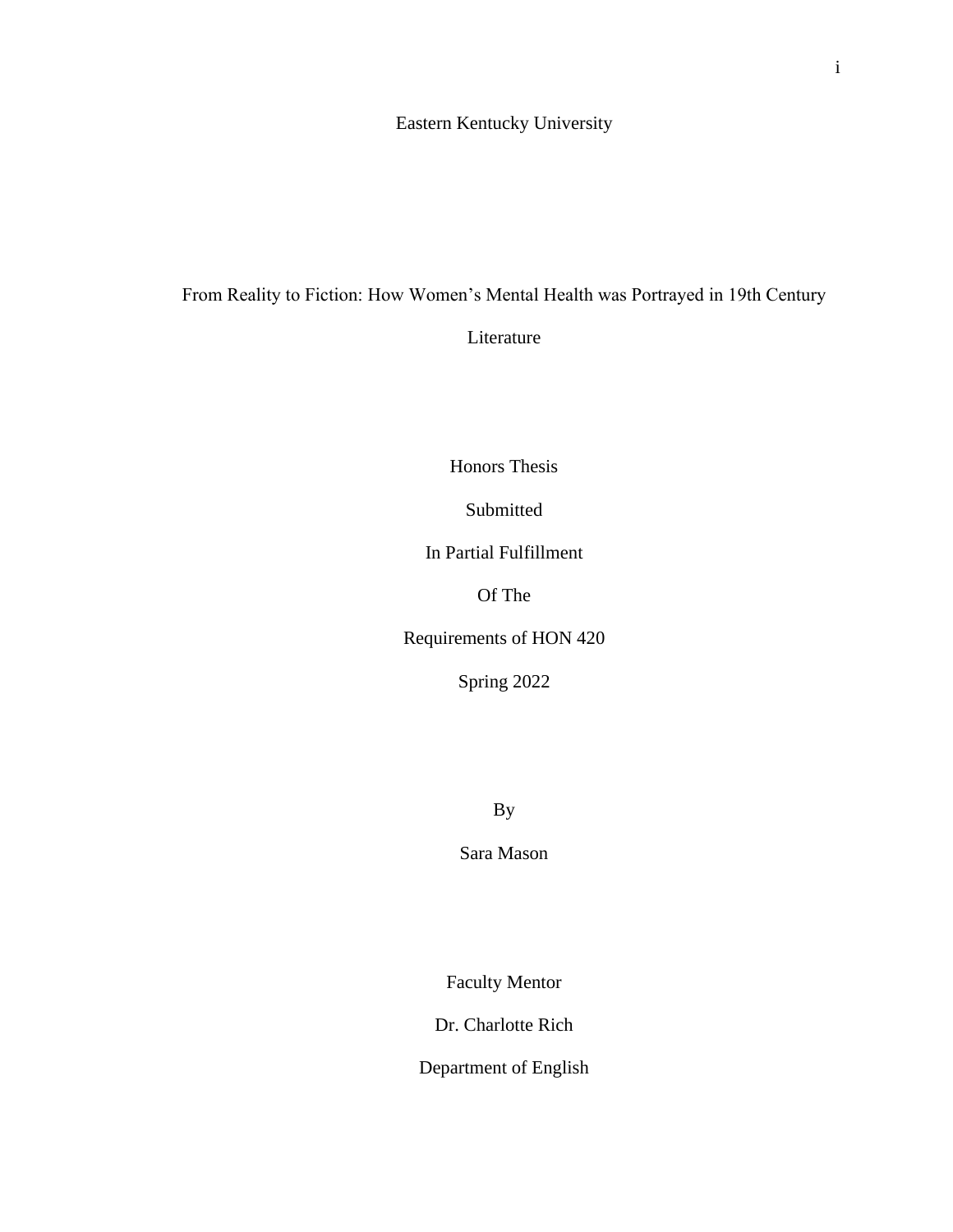Eastern Kentucky University

# From Reality to Fiction: How Women's Mental Health was Portrayed in 19th Century Literature

Honors Thesis

Submitted

In Partial Fulfillment

Of The

Requirements of HON 420

Spring 2022

By

Sara Mason

Faculty Mentor

Dr. Charlotte Rich

Department of English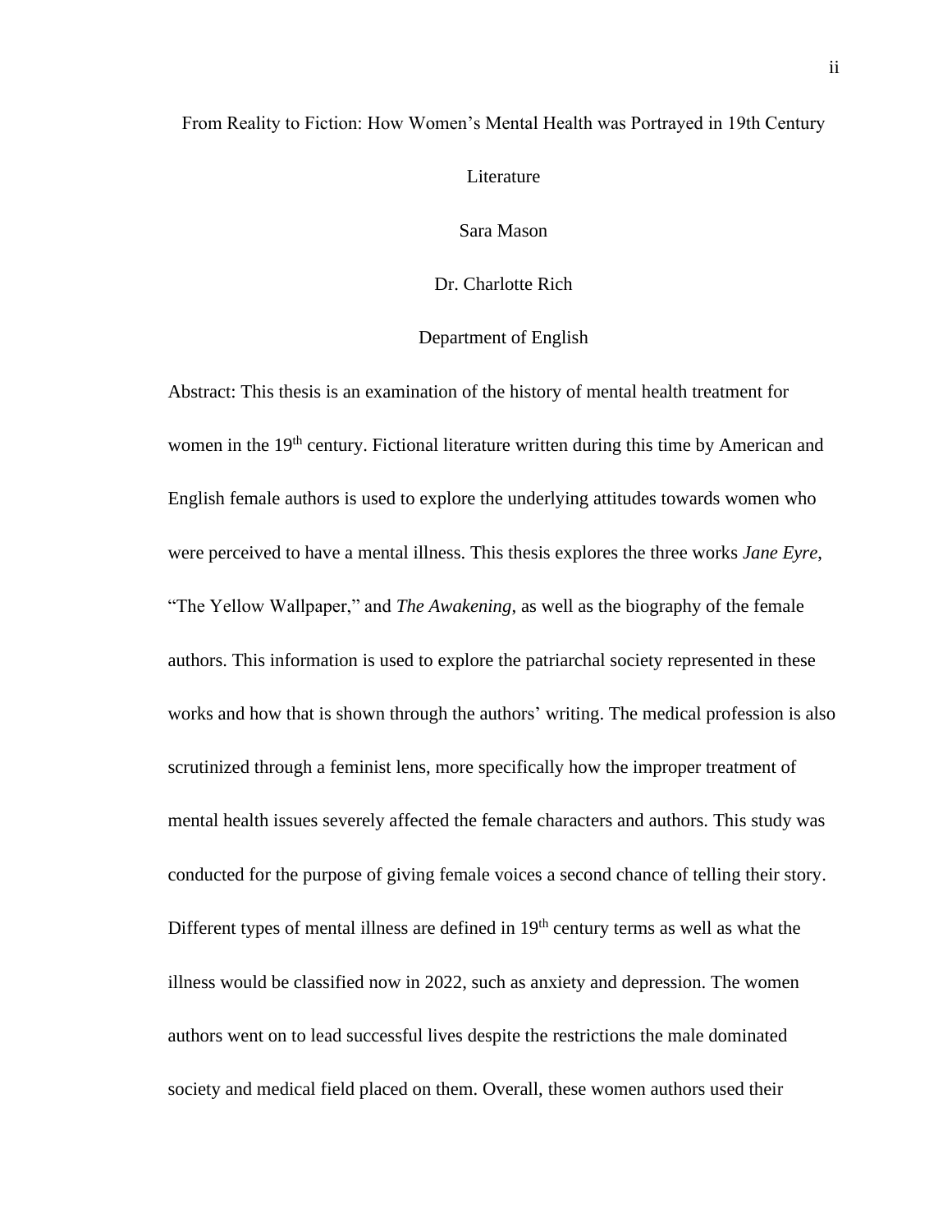From Reality to Fiction: How Women's Mental Health was Portrayed in 19th Century Literature

Sara Mason

Dr. Charlotte Rich

Department of English

Abstract: This thesis is an examination of the history of mental health treatment for women in the 19th century. Fictional literature written during this time by American and English female authors is used to explore the underlying attitudes towards women who were perceived to have a mental illness. This thesis explores the three works *Jane Eyre*, "The Yellow Wallpaper," and *The Awakening*, as well as the biography of the female authors. This information is used to explore the patriarchal society represented in these works and how that is shown through the authors' writing. The medical profession is also scrutinized through a feminist lens, more specifically how the improper treatment of mental health issues severely affected the female characters and authors. This study was conducted for the purpose of giving female voices a second chance of telling their story. Different types of mental illness are defined in 19th century terms as well as what the illness would be classified now in 2022, such as anxiety and depression. The women authors went on to lead successful lives despite the restrictions the male dominated society and medical field placed on them. Overall, these women authors used their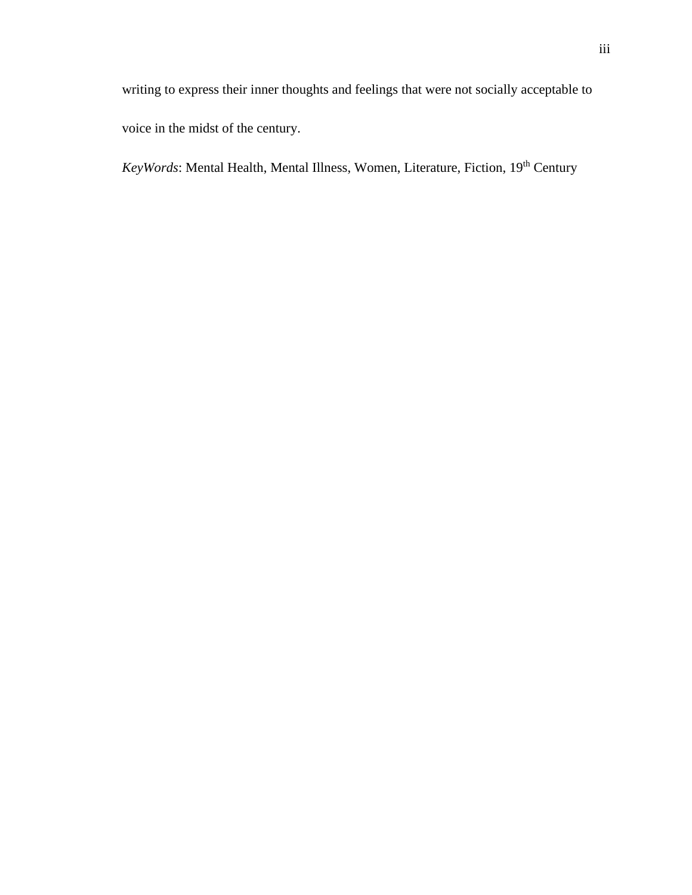writing to express their inner thoughts and feelings that were not socially acceptable to voice in the midst of the century.

*KeyWords*: Mental Health, Mental Illness, Women, Literature, Fiction, 19$^{th}$ Century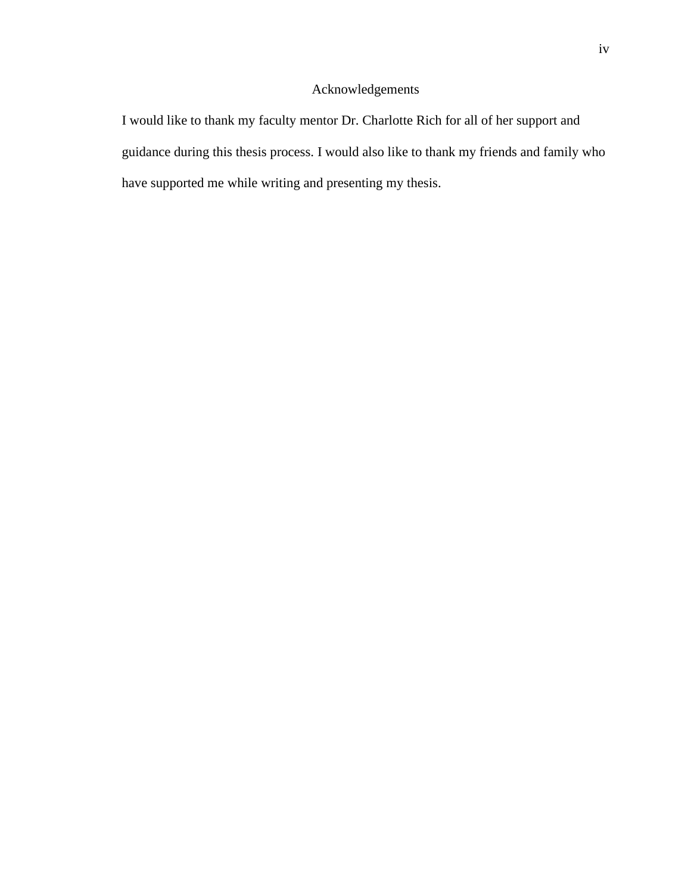# Acknowledgements

I would like to thank my faculty mentor Dr. Charlotte Rich for all of her support and guidance during this thesis process. I would also like to thank my friends and family who have supported me while writing and presenting my thesis.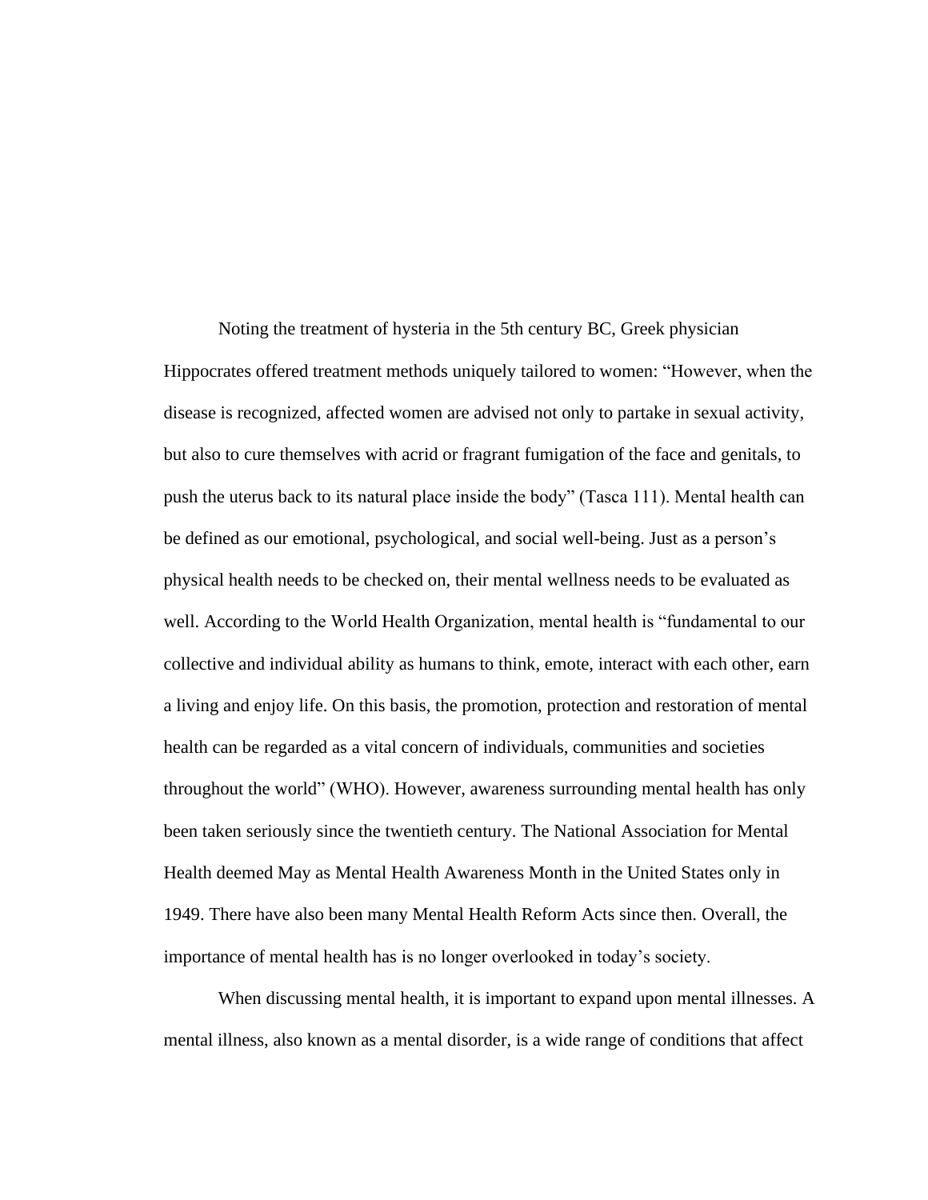Noting the treatment of hysteria in the 5th century BC, Greek physician Hippocrates offered treatment methods uniquely tailored to women: "However, when the disease is recognized, affected women are advised not only to partake in sexual activity, but also to cure themselves with acrid or fragrant fumigation of the face and genitals, to push the uterus back to its natural place inside the body" (Tasca 111). Mental health can be defined as our emotional, psychological, and social well-being. Just as a person's physical health needs to be checked on, their mental wellness needs to be evaluated as well. According to the World Health Organization, mental health is "fundamental to our collective and individual ability as humans to think, emote, interact with each other, earn a living and enjoy life. On this basis, the promotion, protection and restoration of mental health can be regarded as a vital concern of individuals, communities and societies throughout the world" (WHO). However, awareness surrounding mental health has only been taken seriously since the twentieth century. The National Association for Mental Health deemed May as Mental Health Awareness Month in the United States only in 1949. There have also been many Mental Health Reform Acts since then. Overall, the importance of mental health has is no longer overlooked in today's society.

When discussing mental health, it is important to expand upon mental illnesses. A mental illness, also known as a mental disorder, is a wide range of conditions that affect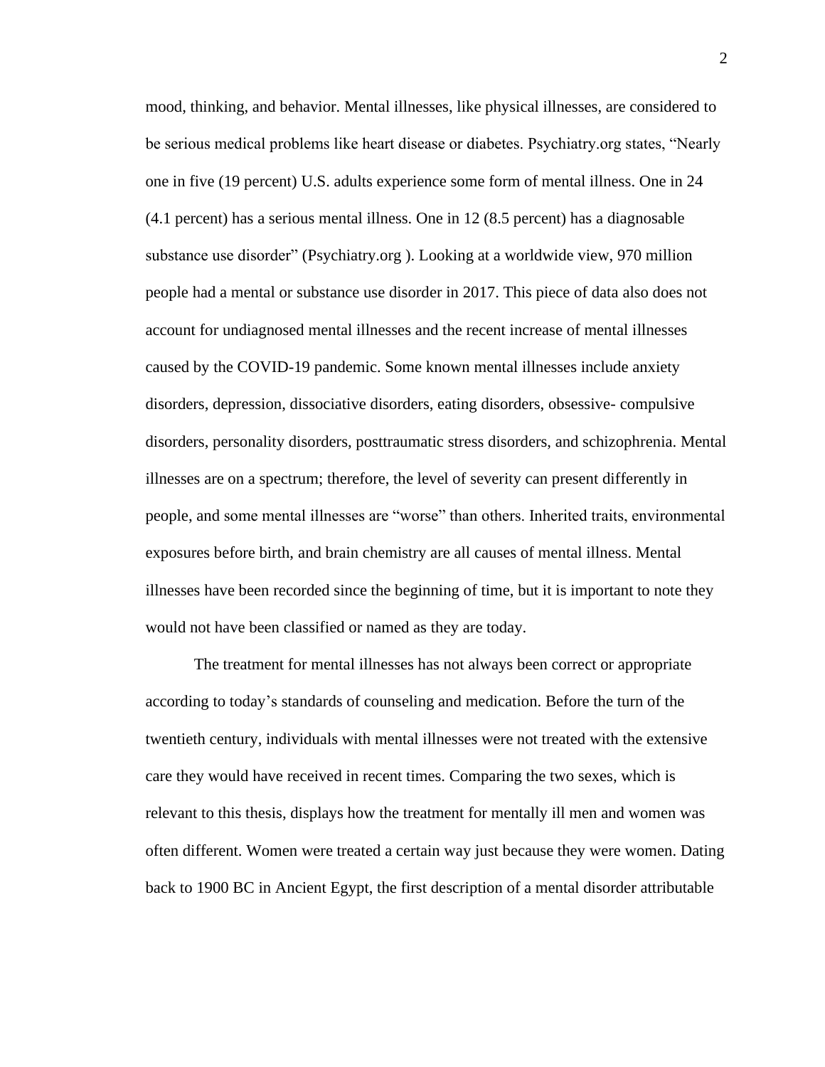mood, thinking, and behavior. Mental illnesses, like physical illnesses, are considered to be serious medical problems like heart disease or diabetes. Psychiatry.org states, "Nearly one in five (19 percent) U.S. adults experience some form of mental illness. One in 24 (4.1 percent) has a serious mental illness. One in 12 (8.5 percent) has a diagnosable substance use disorder" (Psychiatry.org ). Looking at a worldwide view, 970 million people had a mental or substance use disorder in 2017. This piece of data also does not account for undiagnosed mental illnesses and the recent increase of mental illnesses caused by the COVID-19 pandemic. Some known mental illnesses include anxiety disorders, depression, dissociative disorders, eating disorders, obsessive- compulsive disorders, personality disorders, posttraumatic stress disorders, and schizophrenia. Mental illnesses are on a spectrum; therefore, the level of severity can present differently in people, and some mental illnesses are "worse" than others. Inherited traits, environmental exposures before birth, and brain chemistry are all causes of mental illness. Mental illnesses have been recorded since the beginning of time, but it is important to note they would not have been classified or named as they are today.

The treatment for mental illnesses has not always been correct or appropriate according to today's standards of counseling and medication. Before the turn of the twentieth century, individuals with mental illnesses were not treated with the extensive care they would have received in recent times. Comparing the two sexes, which is relevant to this thesis, displays how the treatment for mentally ill men and women was often different. Women were treated a certain way just because they were women. Dating back to 1900 BC in Ancient Egypt, the first description of a mental disorder attributable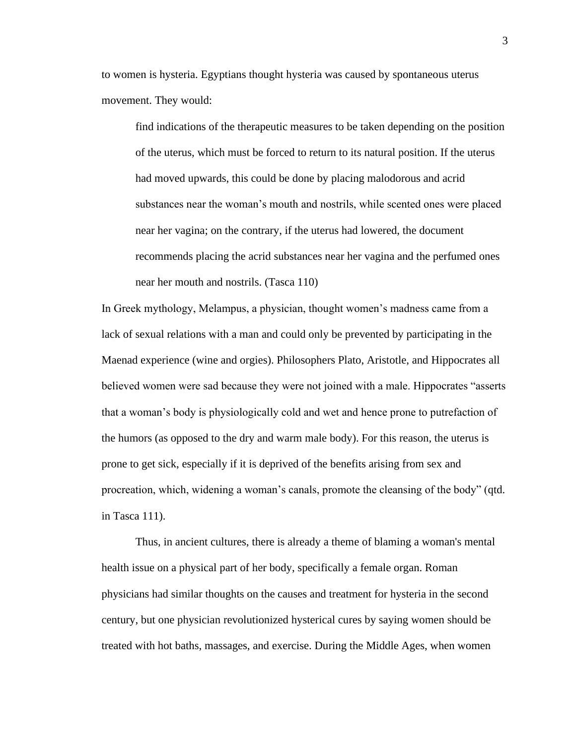to women is hysteria. Egyptians thought hysteria was caused by spontaneous uterus movement. They would:

> find indications of the therapeutic measures to be taken depending on the position of the uterus, which must be forced to return to its natural position. If the uterus had moved upwards, this could be done by placing malodorous and acrid substances near the woman's mouth and nostrils, while scented ones were placed near her vagina; on the contrary, if the uterus had lowered, the document recommends placing the acrid substances near her vagina and the perfumed ones near her mouth and nostrils. (Tasca 110)

In Greek mythology, Melampus, a physician, thought women's madness came from a lack of sexual relations with a man and could only be prevented by participating in the Maenad experience (wine and orgies). Philosophers Plato, Aristotle, and Hippocrates all believed women were sad because they were not joined with a male. Hippocrates "asserts that a woman's body is physiologically cold and wet and hence prone to putrefaction of the humors (as opposed to the dry and warm male body). For this reason, the uterus is prone to get sick, especially if it is deprived of the benefits arising from sex and procreation, which, widening a woman's canals, promote the cleansing of the body" (qtd. in Tasca 111).

Thus, in ancient cultures, there is already a theme of blaming a woman's mental health issue on a physical part of her body, specifically a female organ. Roman physicians had similar thoughts on the causes and treatment for hysteria in the second century, but one physician revolutionized hysterical cures by saying women should be treated with hot baths, massages, and exercise. During the Middle Ages, when women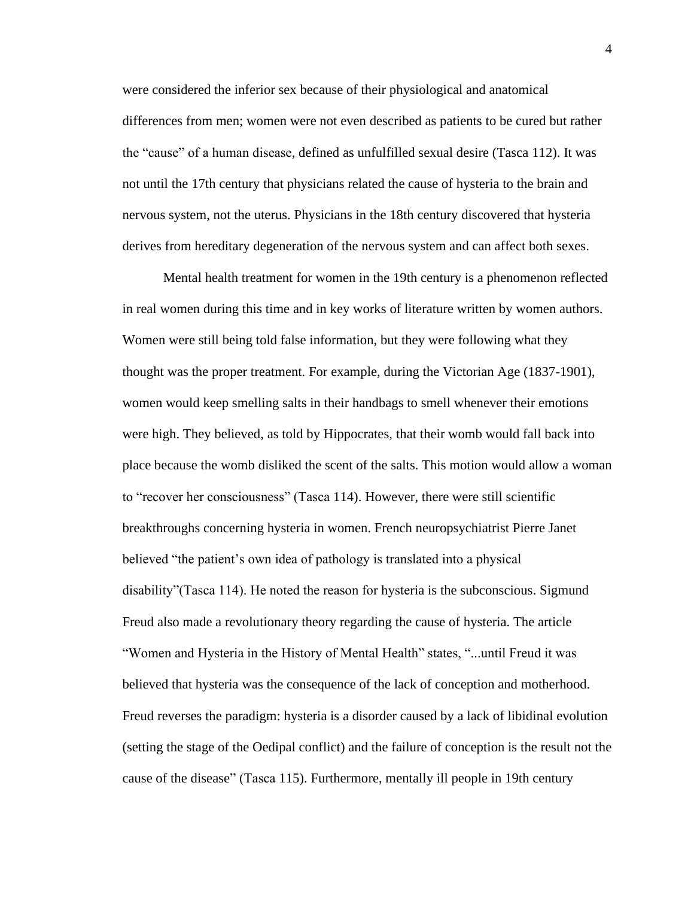were considered the inferior sex because of their physiological and anatomical differences from men; women were not even described as patients to be cured but rather the "cause" of a human disease, defined as unfulfilled sexual desire (Tasca 112). It was not until the 17th century that physicians related the cause of hysteria to the brain and nervous system, not the uterus. Physicians in the 18th century discovered that hysteria derives from hereditary degeneration of the nervous system and can affect both sexes.

Mental health treatment for women in the 19th century is a phenomenon reflected in real women during this time and in key works of literature written by women authors. Women were still being told false information, but they were following what they thought was the proper treatment. For example, during the Victorian Age (1837-1901), women would keep smelling salts in their handbags to smell whenever their emotions were high. They believed, as told by Hippocrates, that their womb would fall back into place because the womb disliked the scent of the salts. This motion would allow a woman to "recover her consciousness" (Tasca 114). However, there were still scientific breakthroughs concerning hysteria in women. French neuropsychiatrist Pierre Janet believed "the patient's own idea of pathology is translated into a physical disability"(Tasca 114). He noted the reason for hysteria is the subconscious. Sigmund Freud also made a revolutionary theory regarding the cause of hysteria. The article "Women and Hysteria in the History of Mental Health" states, "...until Freud it was believed that hysteria was the consequence of the lack of conception and motherhood. Freud reverses the paradigm: hysteria is a disorder caused by a lack of libidinal evolution (setting the stage of the Oedipal conflict) and the failure of conception is the result not the cause of the disease" (Tasca 115). Furthermore, mentally ill people in 19th century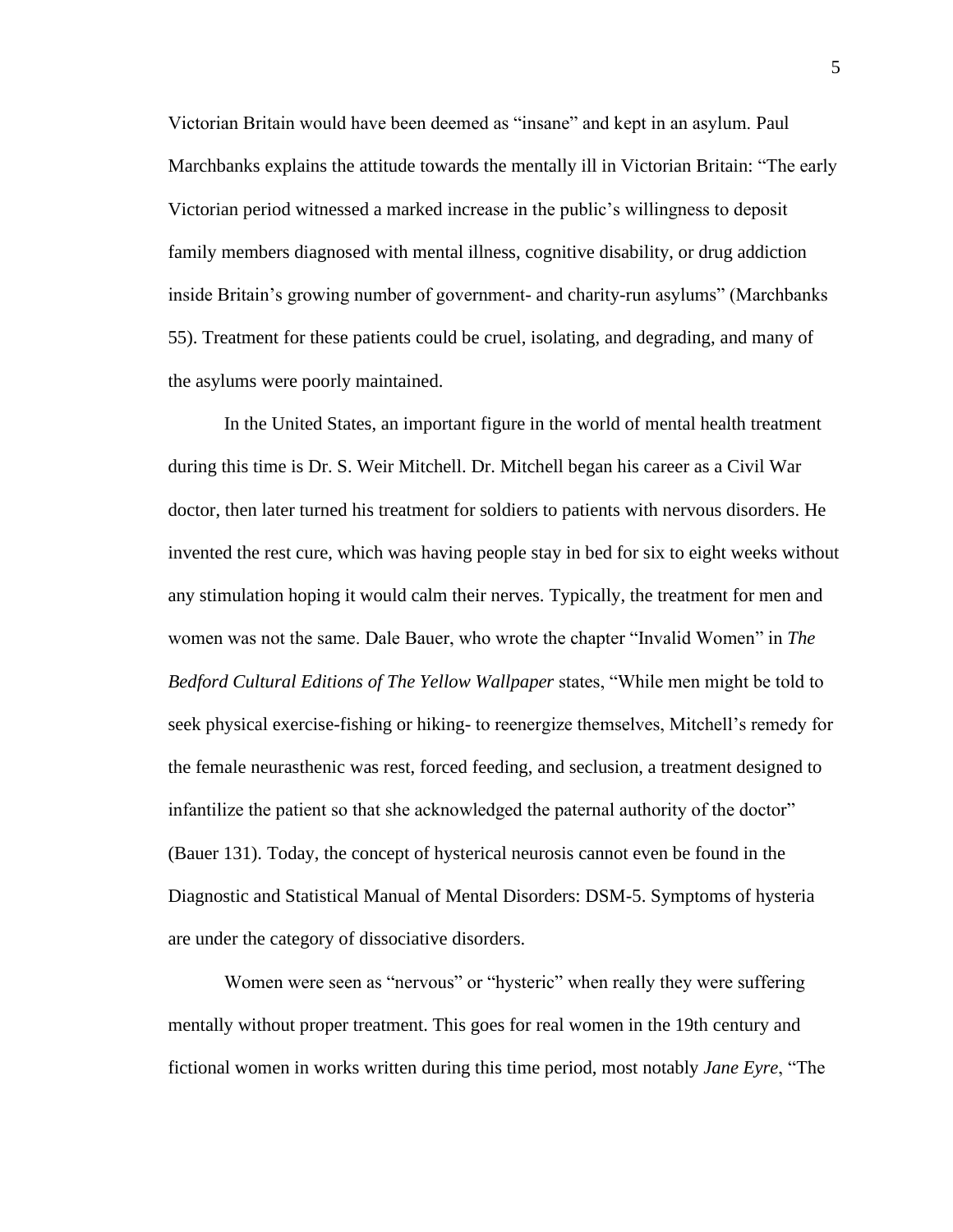Victorian Britain would have been deemed as "insane" and kept in an asylum. Paul Marchbanks explains the attitude towards the mentally ill in Victorian Britain: "The early Victorian period witnessed a marked increase in the public's willingness to deposit family members diagnosed with mental illness, cognitive disability, or drug addiction inside Britain's growing number of government- and charity-run asylums" (Marchbanks 55). Treatment for these patients could be cruel, isolating, and degrading, and many of the asylums were poorly maintained.

In the United States, an important figure in the world of mental health treatment during this time is Dr. S. Weir Mitchell. Dr. Mitchell began his career as a Civil War doctor, then later turned his treatment for soldiers to patients with nervous disorders. He invented the rest cure, which was having people stay in bed for six to eight weeks without any stimulation hoping it would calm their nerves. Typically, the treatment for men and women was not the same. Dale Bauer, who wrote the chapter "Invalid Women" in *The Bedford Cultural Editions of The Yellow Wallpaper* states, "While men might be told to seek physical exercise-fishing or hiking- to reenergize themselves, Mitchell's remedy for the female neurasthenic was rest, forced feeding, and seclusion, a treatment designed to infantilize the patient so that she acknowledged the paternal authority of the doctor" (Bauer 131). Today, the concept of hysterical neurosis cannot even be found in the Diagnostic and Statistical Manual of Mental Disorders: DSM-5. Symptoms of hysteria are under the category of dissociative disorders.

Women were seen as "nervous" or "hysteric" when really they were suffering mentally without proper treatment. This goes for real women in the 19th century and fictional women in works written during this time period, most notably *Jane Eyre*, "The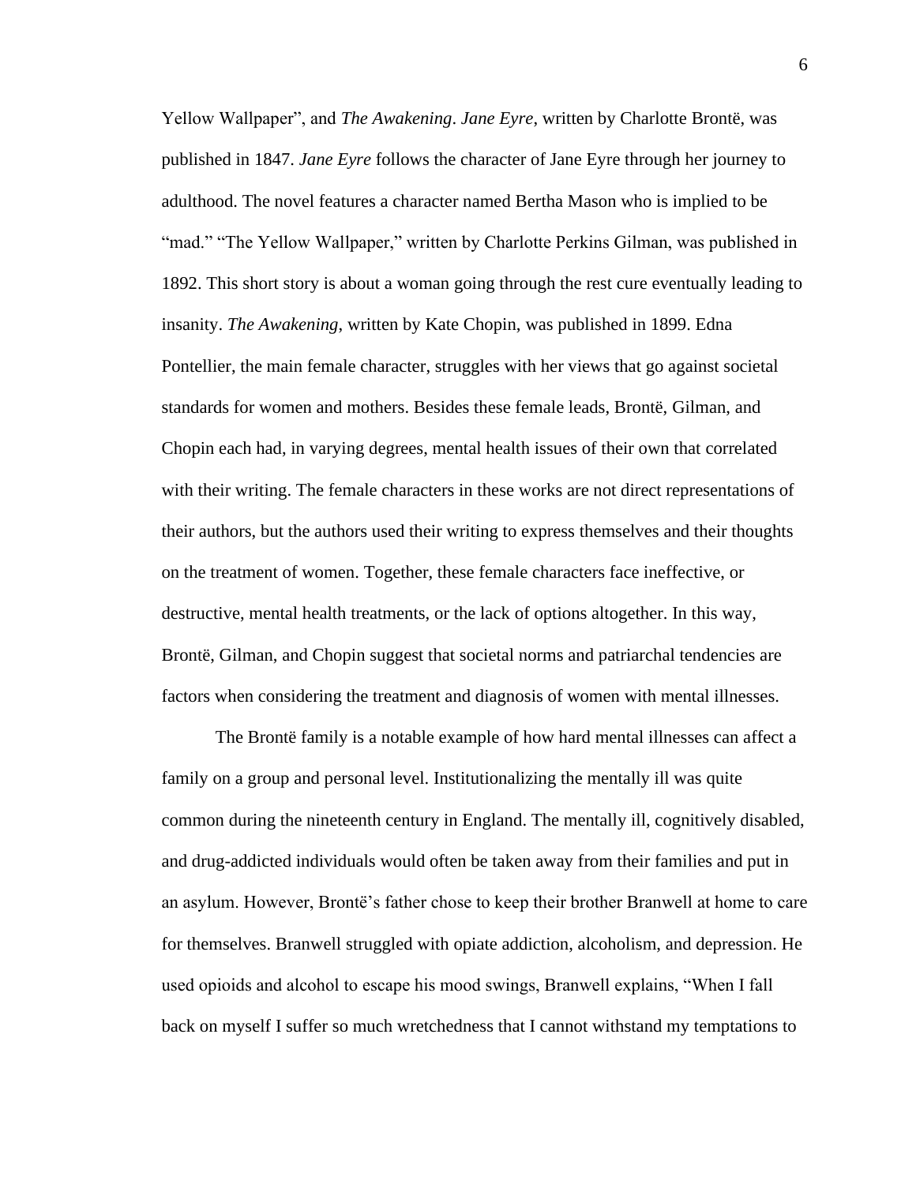Yellow Wallpaper", and *The Awakening*. *Jane Eyre*, written by Charlotte Brontë, was published in 1847. *Jane Eyre* follows the character of Jane Eyre through her journey to adulthood. The novel features a character named Bertha Mason who is implied to be "mad." "The Yellow Wallpaper," written by Charlotte Perkins Gilman, was published in 1892. This short story is about a woman going through the rest cure eventually leading to insanity. *The Awakening*, written by Kate Chopin, was published in 1899. Edna Pontellier, the main female character, struggles with her views that go against societal standards for women and mothers. Besides these female leads, Brontë, Gilman, and Chopin each had, in varying degrees, mental health issues of their own that correlated with their writing. The female characters in these works are not direct representations of their authors, but the authors used their writing to express themselves and their thoughts on the treatment of women. Together, these female characters face ineffective, or destructive, mental health treatments, or the lack of options altogether. In this way, Brontë, Gilman, and Chopin suggest that societal norms and patriarchal tendencies are factors when considering the treatment and diagnosis of women with mental illnesses.

The Brontë family is a notable example of how hard mental illnesses can affect a family on a group and personal level. Institutionalizing the mentally ill was quite common during the nineteenth century in England. The mentally ill, cognitively disabled, and drug-addicted individuals would often be taken away from their families and put in an asylum. However, Brontë's father chose to keep their brother Branwell at home to care for themselves. Branwell struggled with opiate addiction, alcoholism, and depression. He used opioids and alcohol to escape his mood swings, Branwell explains, "When I fall back on myself I suffer so much wretchedness that I cannot withstand my temptations to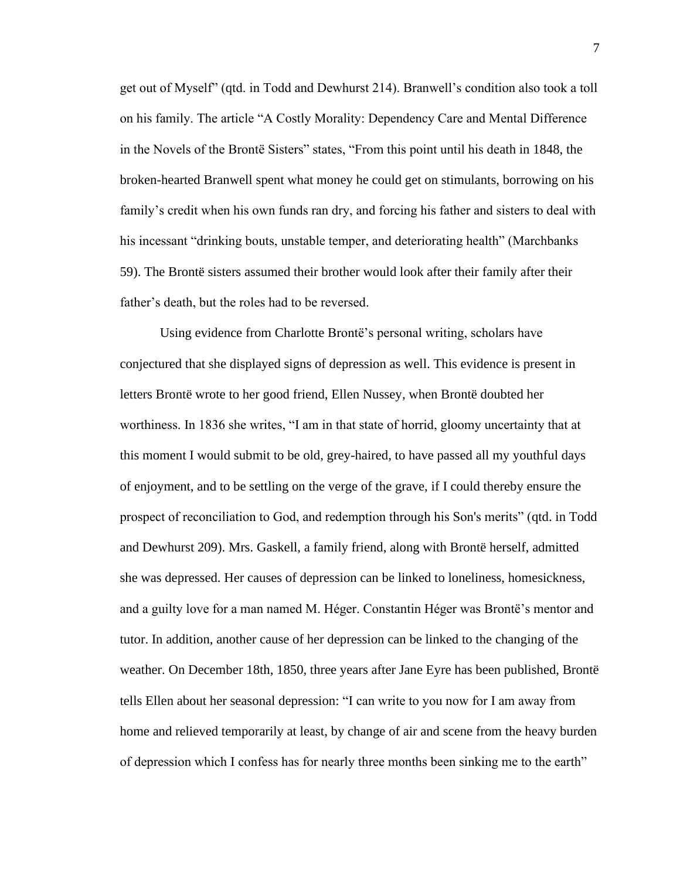get out of Myself" (qtd. in Todd and Dewhurst 214). Branwell's condition also took a toll on his family. The article "A Costly Morality: Dependency Care and Mental Difference in the Novels of the Brontë Sisters" states, "From this point until his death in 1848, the broken-hearted Branwell spent what money he could get on stimulants, borrowing on his family's credit when his own funds ran dry, and forcing his father and sisters to deal with his incessant "drinking bouts, unstable temper, and deteriorating health" (Marchbanks 59). The Brontë sisters assumed their brother would look after their family after their father's death, but the roles had to be reversed.

Using evidence from Charlotte Brontë's personal writing, scholars have conjectured that she displayed signs of depression as well. This evidence is present in letters Brontë wrote to her good friend, Ellen Nussey, when Brontë doubted her worthiness. In 1836 she writes, "I am in that state of horrid, gloomy uncertainty that at this moment I would submit to be old, grey-haired, to have passed all my youthful days of enjoyment, and to be settling on the verge of the grave, if I could thereby ensure the prospect of reconciliation to God, and redemption through his Son's merits" (qtd. in Todd and Dewhurst 209). Mrs. Gaskell, a family friend, along with Brontë herself, admitted she was depressed. Her causes of depression can be linked to loneliness, homesickness, and a guilty love for a man named M. Héger. Constantin Héger was Brontë's mentor and tutor. In addition, another cause of her depression can be linked to the changing of the weather. On December 18th, 1850, three years after Jane Eyre has been published, Brontë tells Ellen about her seasonal depression: "I can write to you now for I am away from home and relieved temporarily at least, by change of air and scene from the heavy burden of depression which I confess has for nearly three months been sinking me to the earth"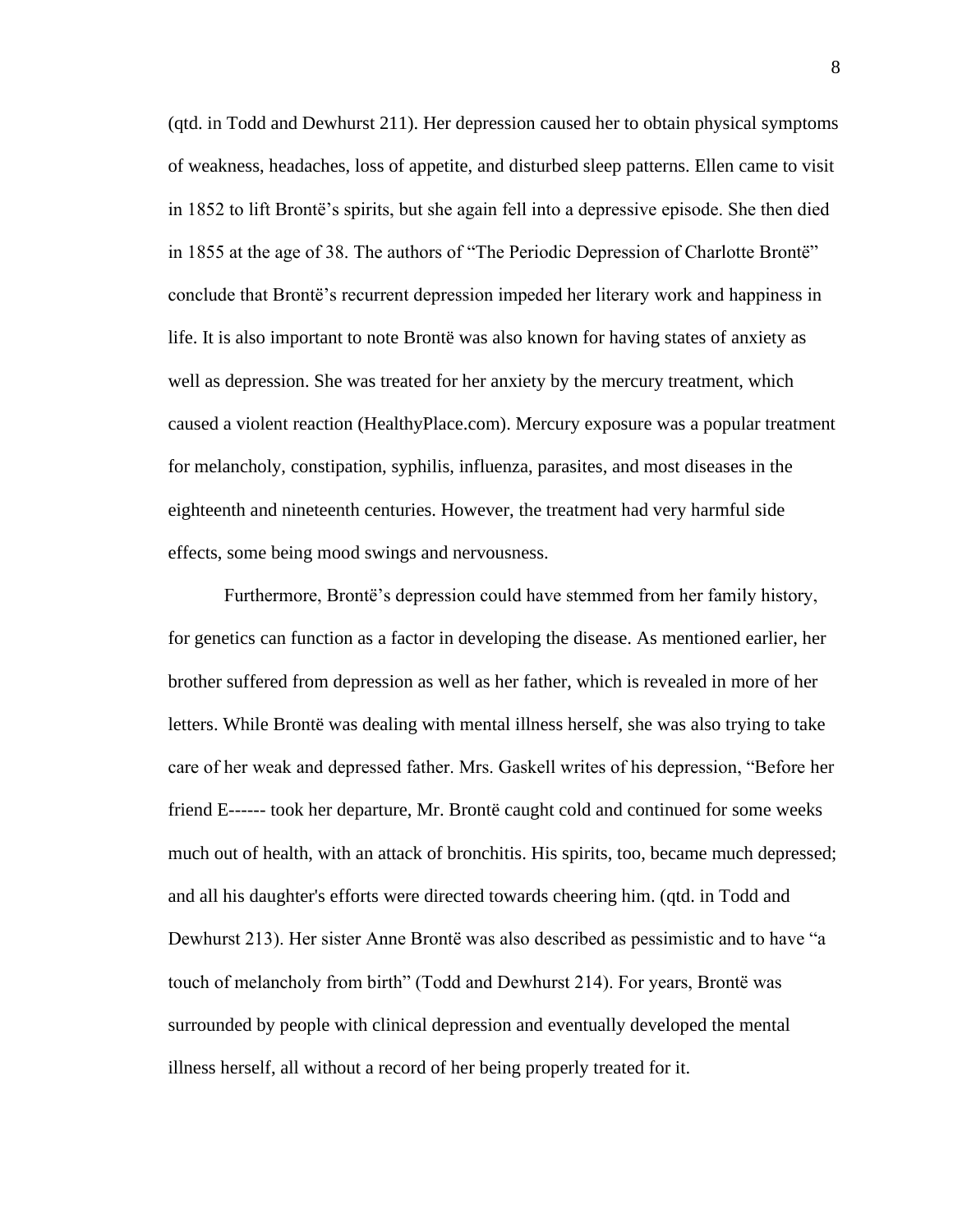(qtd. in Todd and Dewhurst 211). Her depression caused her to obtain physical symptoms of weakness, headaches, loss of appetite, and disturbed sleep patterns. Ellen came to visit in 1852 to lift Brontë's spirits, but she again fell into a depressive episode. She then died in 1855 at the age of 38. The authors of "The Periodic Depression of Charlotte Brontë" conclude that Brontë's recurrent depression impeded her literary work and happiness in life. It is also important to note Brontë was also known for having states of anxiety as well as depression. She was treated for her anxiety by the mercury treatment, which caused a violent reaction (HealthyPlace.com). Mercury exposure was a popular treatment for melancholy, constipation, syphilis, influenza, parasites, and most diseases in the eighteenth and nineteenth centuries. However, the treatment had very harmful side effects, some being mood swings and nervousness.

Furthermore, Brontë's depression could have stemmed from her family history, for genetics can function as a factor in developing the disease. As mentioned earlier, her brother suffered from depression as well as her father, which is revealed in more of her letters. While Brontë was dealing with mental illness herself, she was also trying to take care of her weak and depressed father. Mrs. Gaskell writes of his depression, "Before her friend E------ took her departure, Mr. Brontë caught cold and continued for some weeks much out of health, with an attack of bronchitis. His spirits, too, became much depressed; and all his daughter's efforts were directed towards cheering him. (qtd. in Todd and Dewhurst 213). Her sister Anne Brontë was also described as pessimistic and to have "a touch of melancholy from birth" (Todd and Dewhurst 214). For years, Brontë was surrounded by people with clinical depression and eventually developed the mental illness herself, all without a record of her being properly treated for it.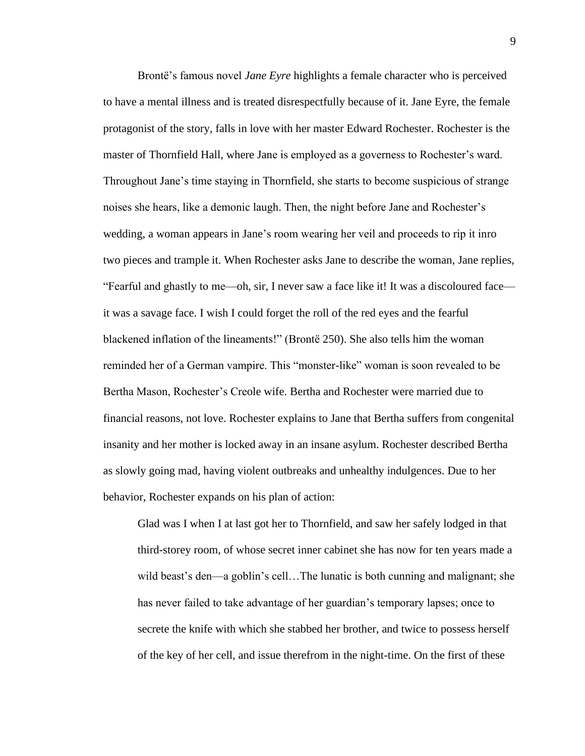Brontë's famous novel *Jane Eyre* highlights a female character who is perceived to have a mental illness and is treated disrespectfully because of it. Jane Eyre, the female protagonist of the story, falls in love with her master Edward Rochester. Rochester is the master of Thornfield Hall, where Jane is employed as a governess to Rochester's ward. Throughout Jane's time staying in Thornfield, she starts to become suspicious of strange noises she hears, like a demonic laugh. Then, the night before Jane and Rochester's wedding, a woman appears in Jane's room wearing her veil and proceeds to rip it inro two pieces and trample it. When Rochester asks Jane to describe the woman, Jane replies, "Fearful and ghastly to me—oh, sir, I never saw a face like it! It was a discoloured face—it was a savage face. I wish I could forget the roll of the red eyes and the fearful blackened inflation of the lineaments!" (Brontë 250). She also tells him the woman reminded her of a German vampire. This "monster-like" woman is soon revealed to be Bertha Mason, Rochester's Creole wife. Bertha and Rochester were married due to financial reasons, not love. Rochester explains to Jane that Bertha suffers from congenital insanity and her mother is locked away in an insane asylum. Rochester described Bertha as slowly going mad, having violent outbreaks and unhealthy indulgences. Due to her behavior, Rochester expands on his plan of action:

> Glad was I when I at last got her to Thornfield, and saw her safely lodged in that third-storey room, of whose secret inner cabinet she has now for ten years made a wild beast's den—a goblin's cell…The lunatic is both cunning and malignant; she has never failed to take advantage of her guardian's temporary lapses; once to secrete the knife with which she stabbed her brother, and twice to possess herself of the key of her cell, and issue therefrom in the night-time. On the first of these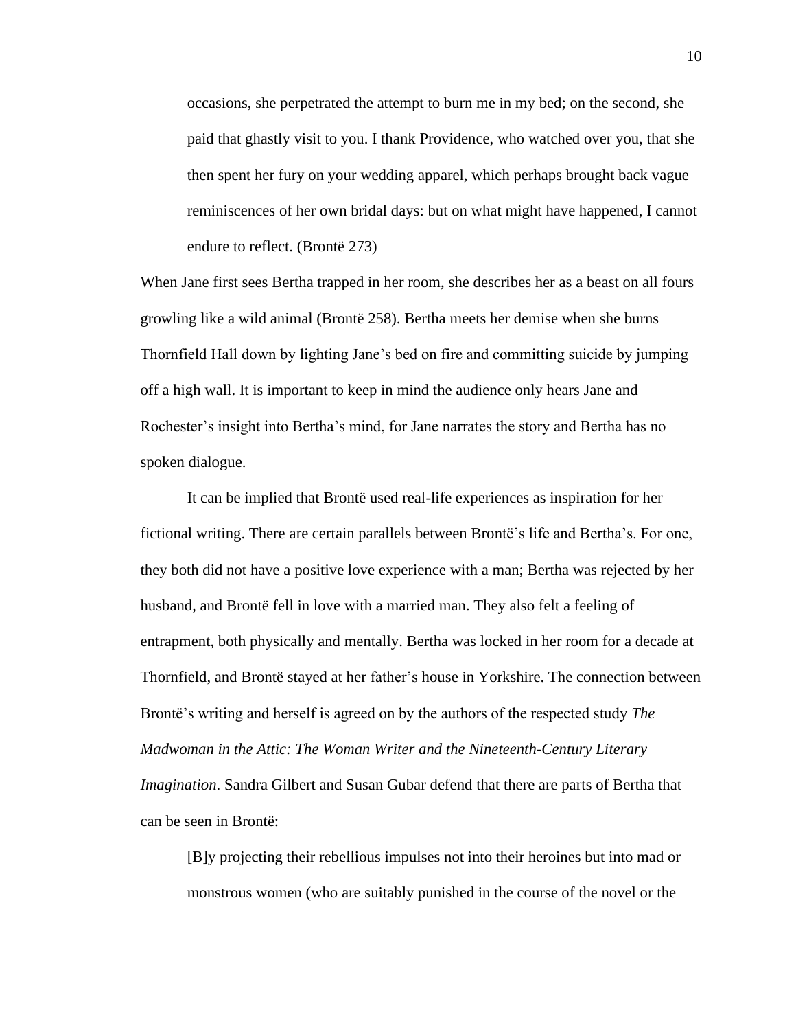> occasions, she perpetrated the attempt to burn me in my bed; on the second, she paid that ghastly visit to you. I thank Providence, who watched over you, that she then spent her fury on your wedding apparel, which perhaps brought back vague reminiscences of her own bridal days: but on what might have happened, I cannot endure to reflect. (Brontë 273)

When Jane first sees Bertha trapped in her room, she describes her as a beast on all fours growling like a wild animal (Brontë 258). Bertha meets her demise when she burns Thornfield Hall down by lighting Jane's bed on fire and committing suicide by jumping off a high wall. It is important to keep in mind the audience only hears Jane and Rochester's insight into Bertha's mind, for Jane narrates the story and Bertha has no spoken dialogue.

It can be implied that Brontë used real-life experiences as inspiration for her fictional writing. There are certain parallels between Brontë's life and Bertha's. For one, they both did not have a positive love experience with a man; Bertha was rejected by her husband, and Brontë fell in love with a married man. They also felt a feeling of entrapment, both physically and mentally. Bertha was locked in her room for a decade at Thornfield, and Brontë stayed at her father's house in Yorkshire. The connection between Brontë's writing and herself is agreed on by the authors of the respected study *The Madwoman in the Attic: The Woman Writer and the Nineteenth-Century Literary Imagination*. Sandra Gilbert and Susan Gubar defend that there are parts of Bertha that can be seen in Brontë:

> [B]y projecting their rebellious impulses not into their heroines but into mad or monstrous women (who are suitably punished in the course of the novel or the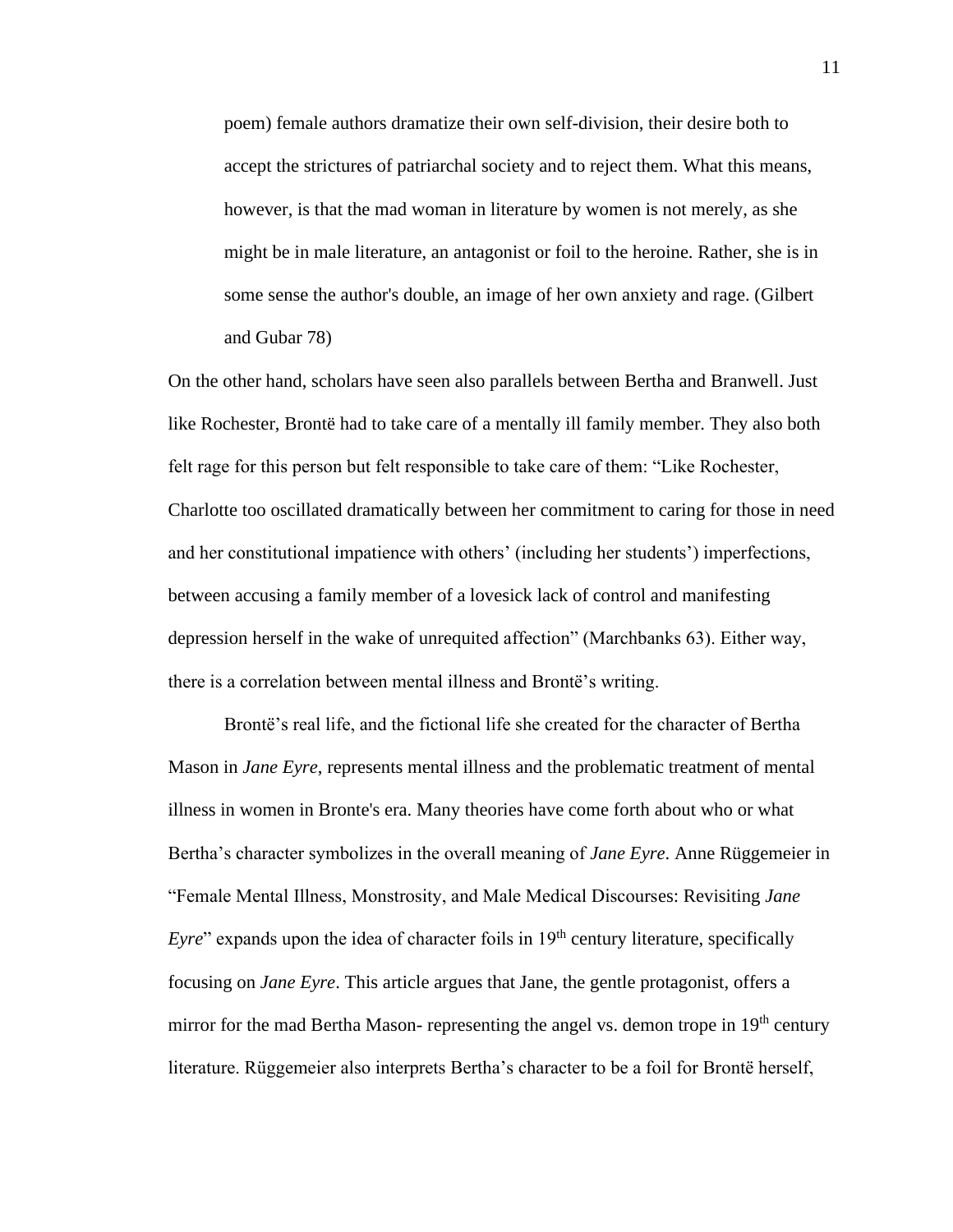> poem) female authors dramatize their own self-division, their desire both to accept the strictures of patriarchal society and to reject them. What this means, however, is that the mad woman in literature by women is not merely, as she might be in male literature, an antagonist or foil to the heroine. Rather, she is in some sense the author's double, an image of her own anxiety and rage. (Gilbert and Gubar 78)

On the other hand, scholars have seen also parallels between Bertha and Branwell. Just like Rochester, Brontë had to take care of a mentally ill family member. They also both felt rage for this person but felt responsible to take care of them: "Like Rochester, Charlotte too oscillated dramatically between her commitment to caring for those in need and her constitutional impatience with others' (including her students') imperfections, between accusing a family member of a lovesick lack of control and manifesting depression herself in the wake of unrequited affection" (Marchbanks 63). Either way, there is a correlation between mental illness and Brontë's writing.

Brontë's real life, and the fictional life she created for the character of Bertha Mason in *Jane Eyre*, represents mental illness and the problematic treatment of mental illness in women in Bronte's era. Many theories have come forth about who or what Bertha's character symbolizes in the overall meaning of *Jane Eyre*. Anne Rüggemeier in "Female Mental Illness, Monstrosity, and Male Medical Discourses: Revisiting *Jane Eyre*" expands upon the idea of character foils in 19th century literature, specifically focusing on *Jane Eyre*. This article argues that Jane, the gentle protagonist, offers a mirror for the mad Bertha Mason- representing the angel vs. demon trope in 19th century literature. Rüggemeier also interprets Bertha's character to be a foil for Brontë herself,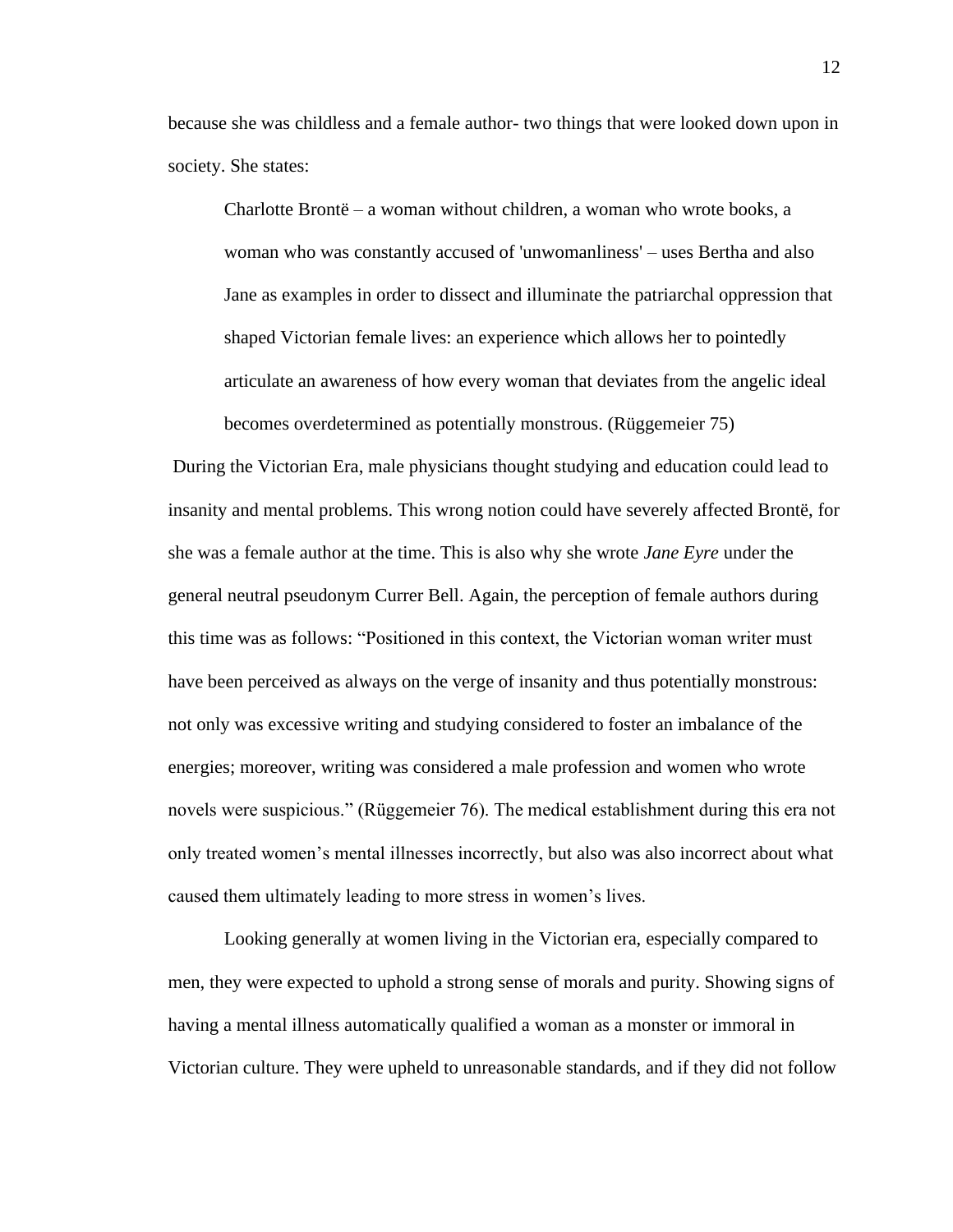because she was childless and a female author- two things that were looked down upon in society. She states:

> Charlotte Brontë – a woman without children, a woman who wrote books, a woman who was constantly accused of 'unwomanliness' – uses Bertha and also Jane as examples in order to dissect and illuminate the patriarchal oppression that shaped Victorian female lives: an experience which allows her to pointedly articulate an awareness of how every woman that deviates from the angelic ideal becomes overdetermined as potentially monstrous. (Rüggemeier 75)

During the Victorian Era, male physicians thought studying and education could lead to insanity and mental problems. This wrong notion could have severely affected Brontë, for she was a female author at the time. This is also why she wrote *Jane Eyre* under the general neutral pseudonym Currer Bell. Again, the perception of female authors during this time was as follows: "Positioned in this context, the Victorian woman writer must have been perceived as always on the verge of insanity and thus potentially monstrous: not only was excessive writing and studying considered to foster an imbalance of the energies; moreover, writing was considered a male profession and women who wrote novels were suspicious." (Rüggemeier 76). The medical establishment during this era not only treated women's mental illnesses incorrectly, but also was also incorrect about what caused them ultimately leading to more stress in women's lives.

Looking generally at women living in the Victorian era, especially compared to men, they were expected to uphold a strong sense of morals and purity. Showing signs of having a mental illness automatically qualified a woman as a monster or immoral in Victorian culture. They were upheld to unreasonable standards, and if they did not follow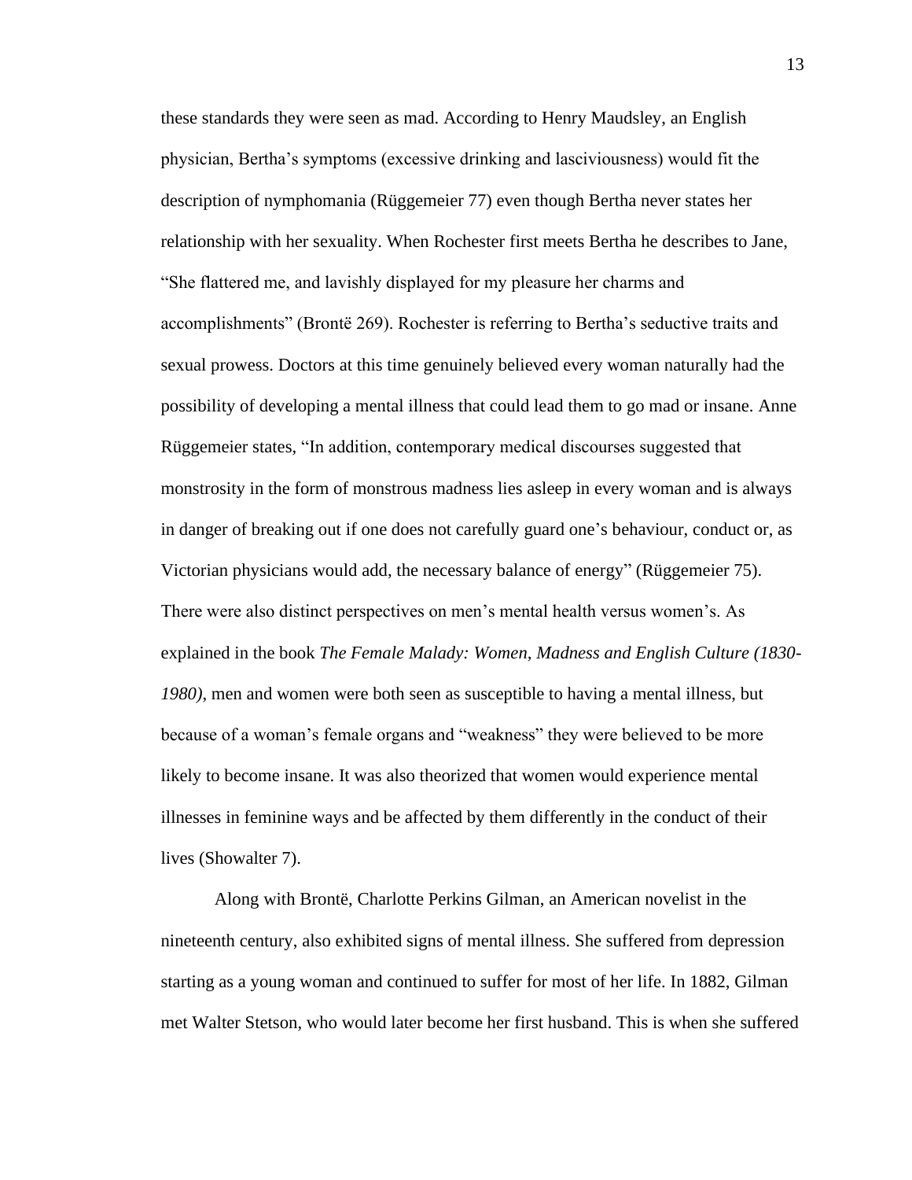these standards they were seen as mad. According to Henry Maudsley, an English physician, Bertha's symptoms (excessive drinking and lasciviousness) would fit the description of nymphomania (Rüggemeier 77) even though Bertha never states her relationship with her sexuality. When Rochester first meets Bertha he describes to Jane, "She flattered me, and lavishly displayed for my pleasure her charms and accomplishments" (Brontë 269). Rochester is referring to Bertha's seductive traits and sexual prowess. Doctors at this time genuinely believed every woman naturally had the possibility of developing a mental illness that could lead them to go mad or insane. Anne Rüggemeier states, "In addition, contemporary medical discourses suggested that monstrosity in the form of monstrous madness lies asleep in every woman and is always in danger of breaking out if one does not carefully guard one's behaviour, conduct or, as Victorian physicians would add, the necessary balance of energy" (Rüggemeier 75). There were also distinct perspectives on men's mental health versus women's. As explained in the book *The Female Malady: Women, Madness and English Culture (1830-1980)*, men and women were both seen as susceptible to having a mental illness, but because of a woman's female organs and "weakness" they were believed to be more likely to become insane. It was also theorized that women would experience mental illnesses in feminine ways and be affected by them differently in the conduct of their lives (Showalter 7).

Along with Brontë, Charlotte Perkins Gilman, an American novelist in the nineteenth century, also exhibited signs of mental illness. She suffered from depression starting as a young woman and continued to suffer for most of her life. In 1882, Gilman met Walter Stetson, who would later become her first husband. This is when she suffered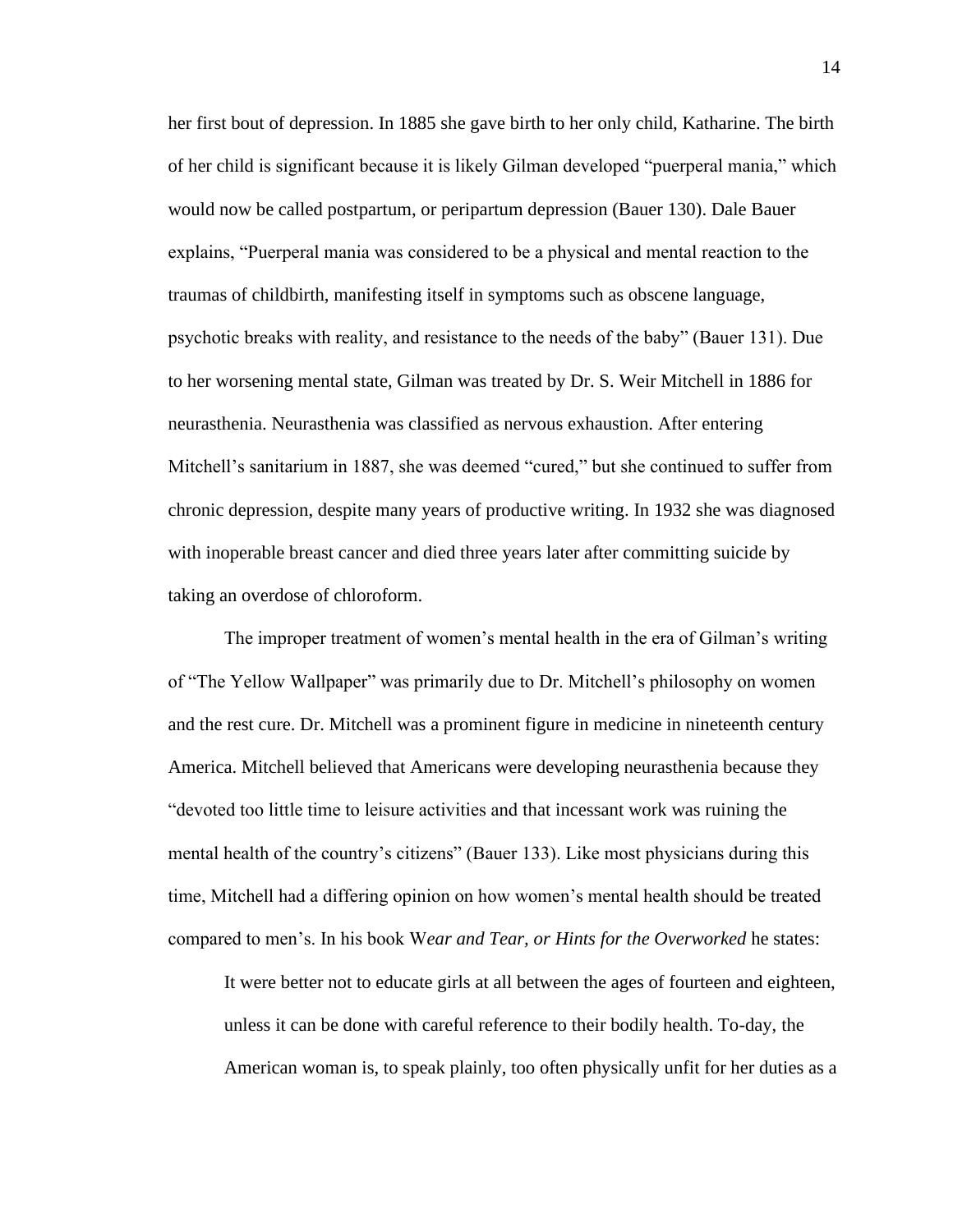her first bout of depression. In 1885 she gave birth to her only child, Katharine. The birth of her child is significant because it is likely Gilman developed "puerperal mania," which would now be called postpartum, or peripartum depression (Bauer 130). Dale Bauer explains, "Puerperal mania was considered to be a physical and mental reaction to the traumas of childbirth, manifesting itself in symptoms such as obscene language, psychotic breaks with reality, and resistance to the needs of the baby" (Bauer 131). Due to her worsening mental state, Gilman was treated by Dr. S. Weir Mitchell in 1886 for neurasthenia. Neurasthenia was classified as nervous exhaustion. After entering Mitchell's sanitarium in 1887, she was deemed "cured," but she continued to suffer from chronic depression, despite many years of productive writing. In 1932 she was diagnosed with inoperable breast cancer and died three years later after committing suicide by taking an overdose of chloroform.

The improper treatment of women's mental health in the era of Gilman's writing of "The Yellow Wallpaper" was primarily due to Dr. Mitchell's philosophy on women and the rest cure. Dr. Mitchell was a prominent figure in medicine in nineteenth century America. Mitchell believed that Americans were developing neurasthenia because they "devoted too little time to leisure activities and that incessant work was ruining the mental health of the country's citizens" (Bauer 133). Like most physicians during this time, Mitchell had a differing opinion on how women's mental health should be treated compared to men's. In his book W*ear and Tear, or Hints for the Overworked* he states:

> It were better not to educate girls at all between the ages of fourteen and eighteen, unless it can be done with careful reference to their bodily health. To-day, the American woman is, to speak plainly, too often physically unfit for her duties as a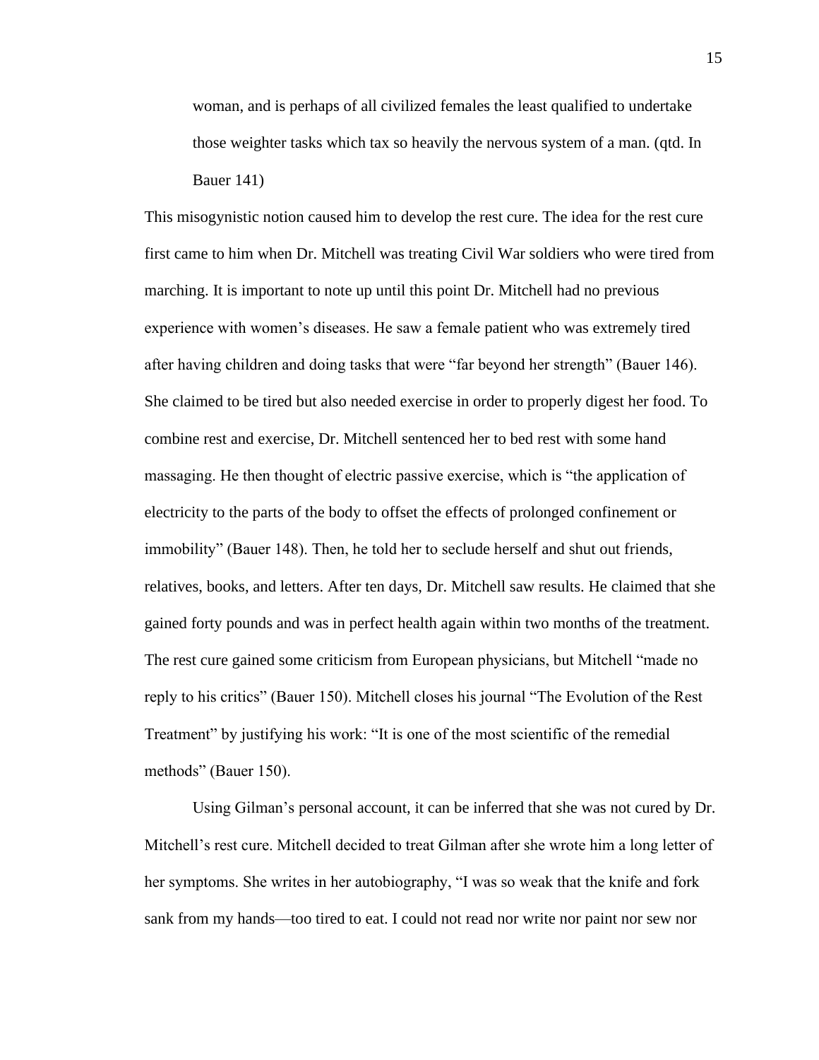> woman, and is perhaps of all civilized females the least qualified to undertake those weighter tasks which tax so heavily the nervous system of a man. (qtd. In Bauer 141)

This misogynistic notion caused him to develop the rest cure. The idea for the rest cure first came to him when Dr. Mitchell was treating Civil War soldiers who were tired from marching. It is important to note up until this point Dr. Mitchell had no previous experience with women's diseases. He saw a female patient who was extremely tired after having children and doing tasks that were "far beyond her strength" (Bauer 146). She claimed to be tired but also needed exercise in order to properly digest her food. To combine rest and exercise, Dr. Mitchell sentenced her to bed rest with some hand massaging. He then thought of electric passive exercise, which is "the application of electricity to the parts of the body to offset the effects of prolonged confinement or immobility" (Bauer 148). Then, he told her to seclude herself and shut out friends, relatives, books, and letters. After ten days, Dr. Mitchell saw results. He claimed that she gained forty pounds and was in perfect health again within two months of the treatment. The rest cure gained some criticism from European physicians, but Mitchell "made no reply to his critics" (Bauer 150). Mitchell closes his journal "The Evolution of the Rest Treatment" by justifying his work: "It is one of the most scientific of the remedial methods" (Bauer 150).

Using Gilman's personal account, it can be inferred that she was not cured by Dr. Mitchell's rest cure. Mitchell decided to treat Gilman after she wrote him a long letter of her symptoms. She writes in her autobiography, "I was so weak that the knife and fork sank from my hands—too tired to eat. I could not read nor write nor paint nor sew nor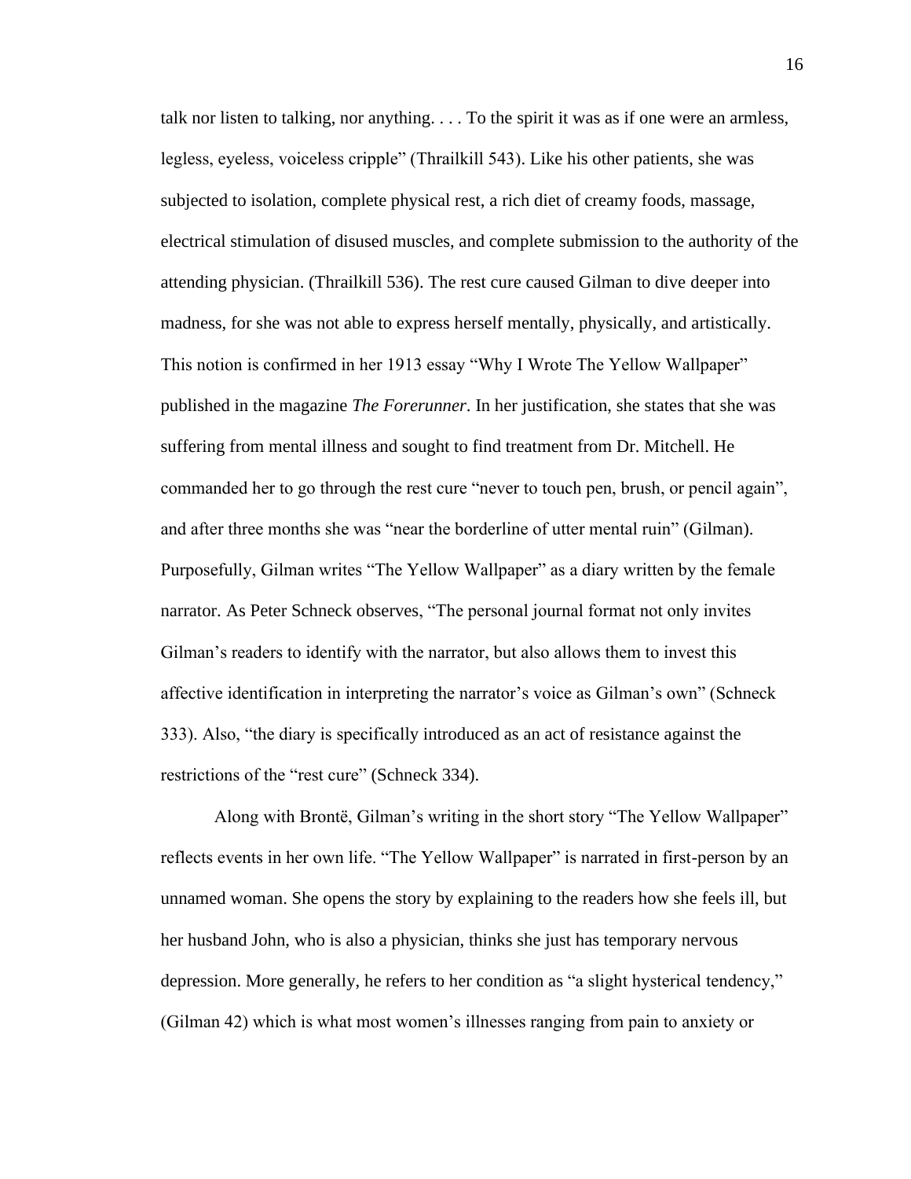talk nor listen to talking, nor anything. . . . To the spirit it was as if one were an armless, legless, eyeless, voiceless cripple" (Thrailkill 543). Like his other patients, she was subjected to isolation, complete physical rest, a rich diet of creamy foods, massage, electrical stimulation of disused muscles, and complete submission to the authority of the attending physician. (Thrailkill 536). The rest cure caused Gilman to dive deeper into madness, for she was not able to express herself mentally, physically, and artistically. This notion is confirmed in her 1913 essay "Why I Wrote The Yellow Wallpaper" published in the magazine *The Forerunner*. In her justification, she states that she was suffering from mental illness and sought to find treatment from Dr. Mitchell. He commanded her to go through the rest cure "never to touch pen, brush, or pencil again", and after three months she was "near the borderline of utter mental ruin" (Gilman). Purposefully, Gilman writes "The Yellow Wallpaper" as a diary written by the female narrator. As Peter Schneck observes, "The personal journal format not only invites Gilman's readers to identify with the narrator, but also allows them to invest this affective identification in interpreting the narrator's voice as Gilman's own" (Schneck 333). Also, "the diary is specifically introduced as an act of resistance against the restrictions of the "rest cure" (Schneck 334).

Along with Brontë, Gilman's writing in the short story "The Yellow Wallpaper" reflects events in her own life. "The Yellow Wallpaper" is narrated in first-person by an unnamed woman. She opens the story by explaining to the readers how she feels ill, but her husband John, who is also a physician, thinks she just has temporary nervous depression. More generally, he refers to her condition as "a slight hysterical tendency," (Gilman 42) which is what most women's illnesses ranging from pain to anxiety or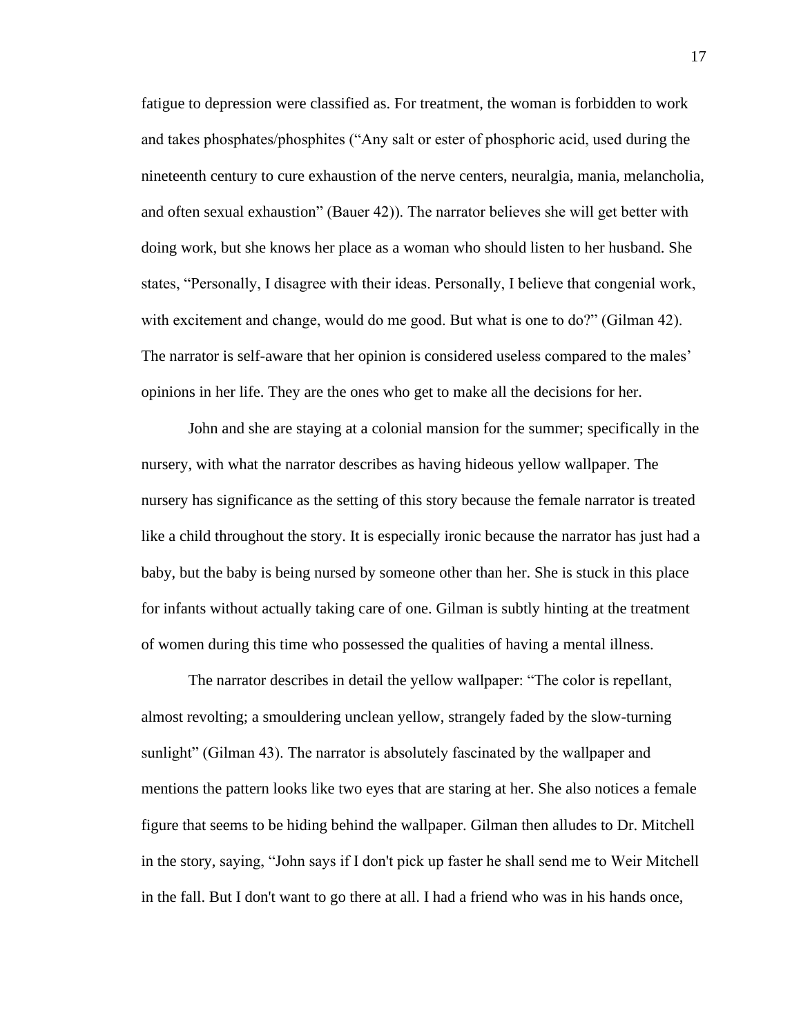fatigue to depression were classified as. For treatment, the woman is forbidden to work and takes phosphates/phosphites ("Any salt or ester of phosphoric acid, used during the nineteenth century to cure exhaustion of the nerve centers, neuralgia, mania, melancholia, and often sexual exhaustion" (Bauer 42)). The narrator believes she will get better with doing work, but she knows her place as a woman who should listen to her husband. She states, "Personally, I disagree with their ideas. Personally, I believe that congenial work, with excitement and change, would do me good. But what is one to do?" (Gilman 42). The narrator is self-aware that her opinion is considered useless compared to the males' opinions in her life. They are the ones who get to make all the decisions for her.

John and she are staying at a colonial mansion for the summer; specifically in the nursery, with what the narrator describes as having hideous yellow wallpaper. The nursery has significance as the setting of this story because the female narrator is treated like a child throughout the story. It is especially ironic because the narrator has just had a baby, but the baby is being nursed by someone other than her. She is stuck in this place for infants without actually taking care of one. Gilman is subtly hinting at the treatment of women during this time who possessed the qualities of having a mental illness.

The narrator describes in detail the yellow wallpaper: "The color is repellant, almost revolting; a smouldering unclean yellow, strangely faded by the slow-turning sunlight" (Gilman 43). The narrator is absolutely fascinated by the wallpaper and mentions the pattern looks like two eyes that are staring at her. She also notices a female figure that seems to be hiding behind the wallpaper. Gilman then alludes to Dr. Mitchell in the story, saying, "John says if I don't pick up faster he shall send me to Weir Mitchell in the fall. But I don't want to go there at all. I had a friend who was in his hands once,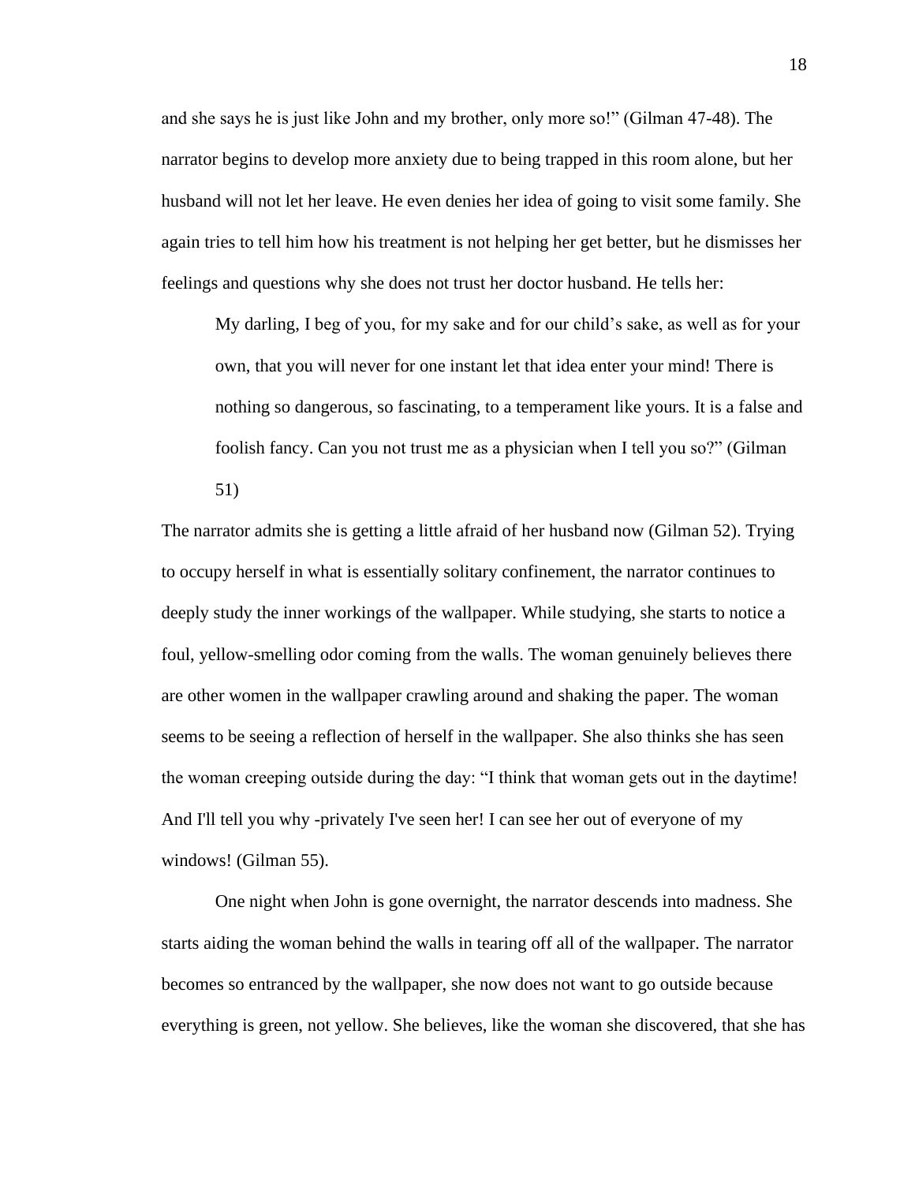and she says he is just like John and my brother, only more so!" (Gilman 47-48). The narrator begins to develop more anxiety due to being trapped in this room alone, but her husband will not let her leave. He even denies her idea of going to visit some family. She again tries to tell him how his treatment is not helping her get better, but he dismisses her feelings and questions why she does not trust her doctor husband. He tells her:

> My darling, I beg of you, for my sake and for our child's sake, as well as for your own, that you will never for one instant let that idea enter your mind! There is nothing so dangerous, so fascinating, to a temperament like yours. It is a false and foolish fancy. Can you not trust me as a physician when I tell you so?" (Gilman 51)

The narrator admits she is getting a little afraid of her husband now (Gilman 52). Trying to occupy herself in what is essentially solitary confinement, the narrator continues to deeply study the inner workings of the wallpaper. While studying, she starts to notice a foul, yellow-smelling odor coming from the walls. The woman genuinely believes there are other women in the wallpaper crawling around and shaking the paper. The woman seems to be seeing a reflection of herself in the wallpaper. She also thinks she has seen the woman creeping outside during the day: "I think that woman gets out in the daytime! And I'll tell you why -privately I've seen her! I can see her out of everyone of my windows! (Gilman 55).

One night when John is gone overnight, the narrator descends into madness. She starts aiding the woman behind the walls in tearing off all of the wallpaper. The narrator becomes so entranced by the wallpaper, she now does not want to go outside because everything is green, not yellow. She believes, like the woman she discovered, that she has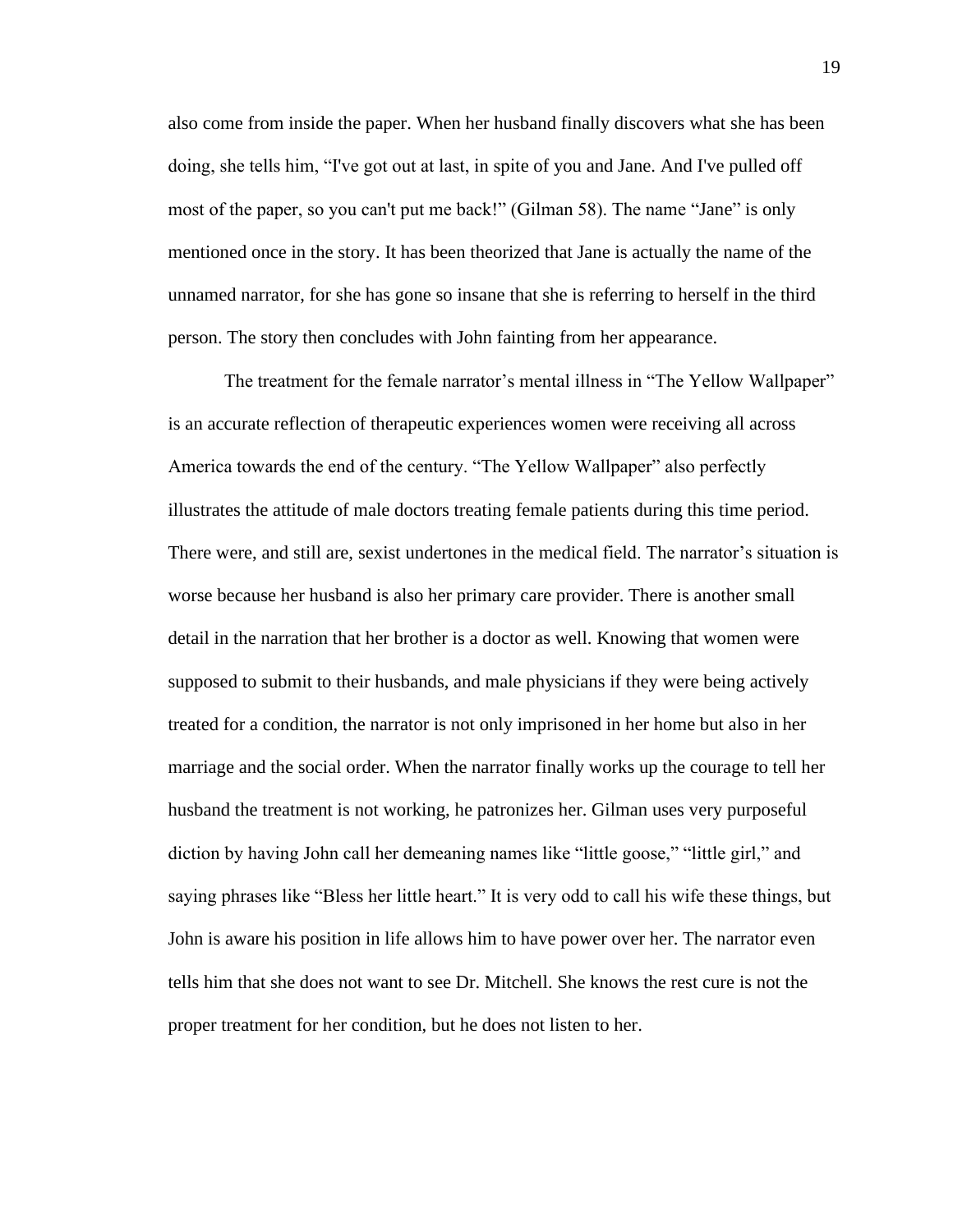also come from inside the paper. When her husband finally discovers what she has been doing, she tells him, “I've got out at last, in spite of you and Jane. And I've pulled off most of the paper, so you can't put me back!” (Gilman 58). The name “Jane” is only mentioned once in the story. It has been theorized that Jane is actually the name of the unnamed narrator, for she has gone so insane that she is referring to herself in the third person. The story then concludes with John fainting from her appearance.

The treatment for the female narrator’s mental illness in “The Yellow Wallpaper” is an accurate reflection of therapeutic experiences women were receiving all across America towards the end of the century. “The Yellow Wallpaper” also perfectly illustrates the attitude of male doctors treating female patients during this time period. There were, and still are, sexist undertones in the medical field. The narrator’s situation is worse because her husband is also her primary care provider. There is another small detail in the narration that her brother is a doctor as well. Knowing that women were supposed to submit to their husbands, and male physicians if they were being actively treated for a condition, the narrator is not only imprisoned in her home but also in her marriage and the social order. When the narrator finally works up the courage to tell her husband the treatment is not working, he patronizes her. Gilman uses very purposeful diction by having John call her demeaning names like “little goose,” “little girl,” and saying phrases like “Bless her little heart.” It is very odd to call his wife these things, but John is aware his position in life allows him to have power over her. The narrator even tells him that she does not want to see Dr. Mitchell. She knows the rest cure is not the proper treatment for her condition, but he does not listen to her.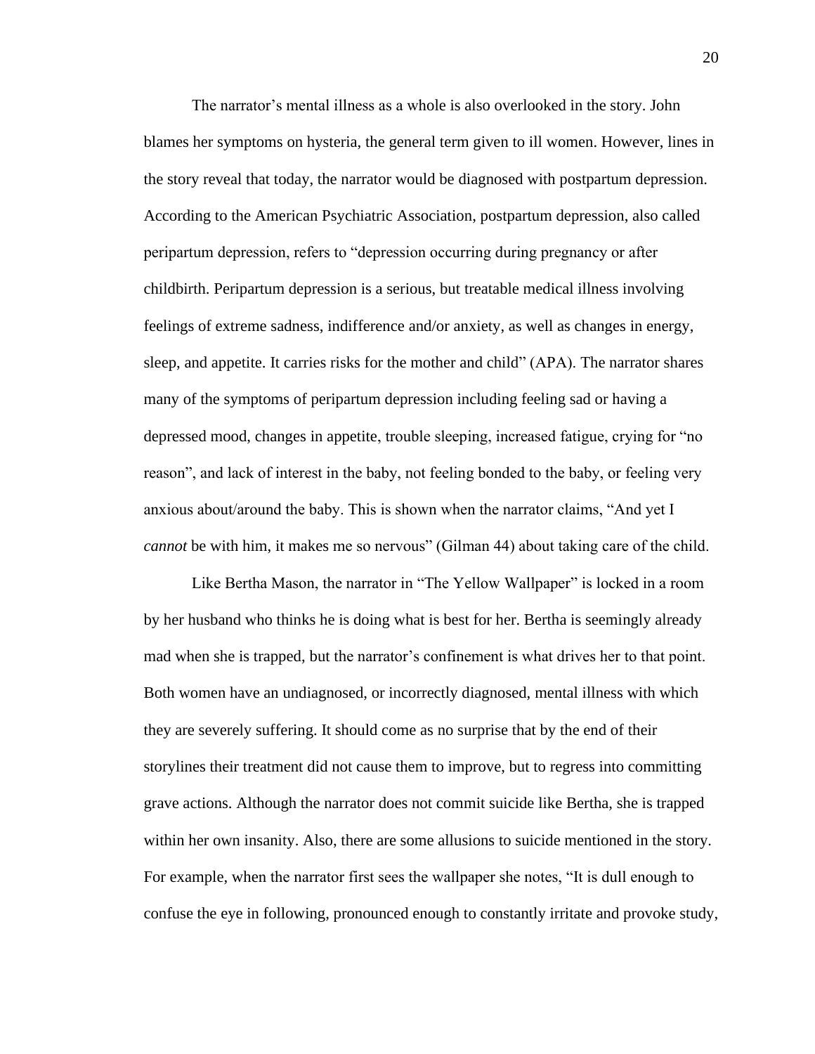The narrator's mental illness as a whole is also overlooked in the story. John blames her symptoms on hysteria, the general term given to ill women. However, lines in the story reveal that today, the narrator would be diagnosed with postpartum depression. According to the American Psychiatric Association, postpartum depression, also called peripartum depression, refers to "depression occurring during pregnancy or after childbirth. Peripartum depression is a serious, but treatable medical illness involving feelings of extreme sadness, indifference and/or anxiety, as well as changes in energy, sleep, and appetite. It carries risks for the mother and child" (APA). The narrator shares many of the symptoms of peripartum depression including feeling sad or having a depressed mood, changes in appetite, trouble sleeping, increased fatigue, crying for "no reason", and lack of interest in the baby, not feeling bonded to the baby, or feeling very anxious about/around the baby. This is shown when the narrator claims, "And yet I *cannot* be with him, it makes me so nervous" (Gilman 44) about taking care of the child.

Like Bertha Mason, the narrator in "The Yellow Wallpaper" is locked in a room by her husband who thinks he is doing what is best for her. Bertha is seemingly already mad when she is trapped, but the narrator's confinement is what drives her to that point. Both women have an undiagnosed, or incorrectly diagnosed, mental illness with which they are severely suffering. It should come as no surprise that by the end of their storylines their treatment did not cause them to improve, but to regress into committing grave actions. Although the narrator does not commit suicide like Bertha, she is trapped within her own insanity. Also, there are some allusions to suicide mentioned in the story. For example, when the narrator first sees the wallpaper she notes, "It is dull enough to confuse the eye in following, pronounced enough to constantly irritate and provoke study,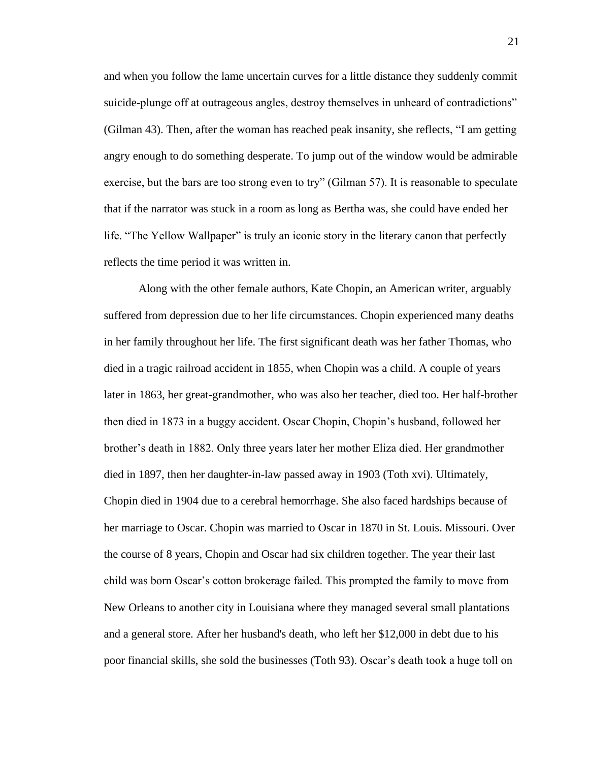and when you follow the lame uncertain curves for a little distance they suddenly commit suicide-plunge off at outrageous angles, destroy themselves in unheard of contradictions" (Gilman 43). Then, after the woman has reached peak insanity, she reflects, "I am getting angry enough to do something desperate. To jump out of the window would be admirable exercise, but the bars are too strong even to try" (Gilman 57). It is reasonable to speculate that if the narrator was stuck in a room as long as Bertha was, she could have ended her life. "The Yellow Wallpaper" is truly an iconic story in the literary canon that perfectly reflects the time period it was written in.

Along with the other female authors, Kate Chopin, an American writer, arguably suffered from depression due to her life circumstances. Chopin experienced many deaths in her family throughout her life. The first significant death was her father Thomas, who died in a tragic railroad accident in 1855, when Chopin was a child. A couple of years later in 1863, her great-grandmother, who was also her teacher, died too. Her half-brother then died in 1873 in a buggy accident. Oscar Chopin, Chopin's husband, followed her brother's death in 1882. Only three years later her mother Eliza died. Her grandmother died in 1897, then her daughter-in-law passed away in 1903 (Toth xvi). Ultimately, Chopin died in 1904 due to a cerebral hemorrhage. She also faced hardships because of her marriage to Oscar. Chopin was married to Oscar in 1870 in St. Louis. Missouri. Over the course of 8 years, Chopin and Oscar had six children together. The year their last child was born Oscar's cotton brokerage failed. This prompted the family to move from New Orleans to another city in Louisiana where they managed several small plantations and a general store. After her husband's death, who left her $12,000 in debt due to his poor financial skills, she sold the businesses (Toth 93). Oscar's death took a huge toll on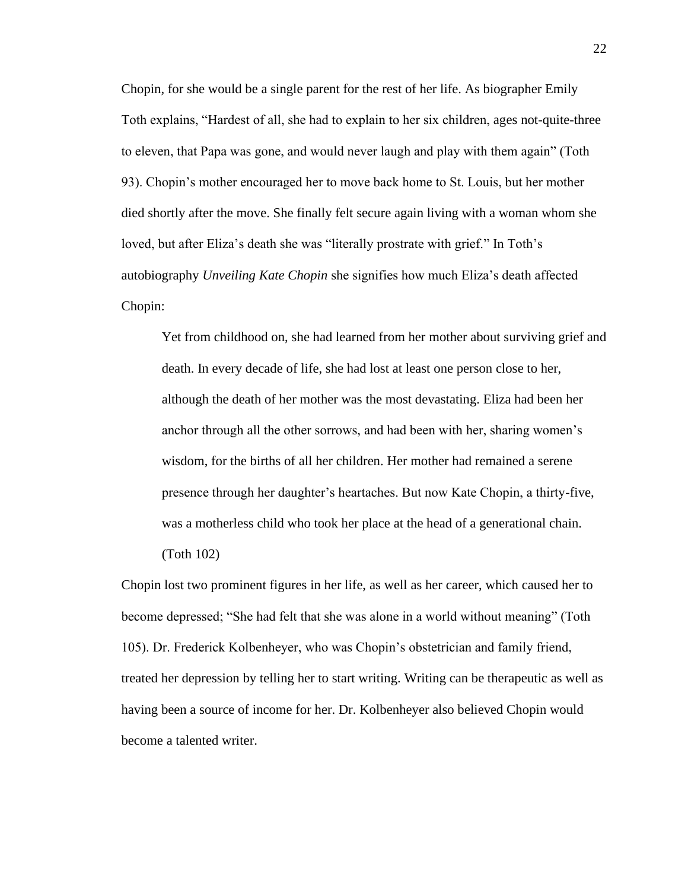Chopin, for she would be a single parent for the rest of her life. As biographer Emily Toth explains, "Hardest of all, she had to explain to her six children, ages not-quite-three to eleven, that Papa was gone, and would never laugh and play with them again" (Toth 93). Chopin's mother encouraged her to move back home to St. Louis, but her mother died shortly after the move. She finally felt secure again living with a woman whom she loved, but after Eliza's death she was "literally prostrate with grief." In Toth's autobiography *Unveiling Kate Chopin* she signifies how much Eliza's death affected Chopin:

> Yet from childhood on, she had learned from her mother about surviving grief and death. In every decade of life, she had lost at least one person close to her, although the death of her mother was the most devastating. Eliza had been her anchor through all the other sorrows, and had been with her, sharing women's wisdom, for the births of all her children. Her mother had remained a serene presence through her daughter's heartaches. But now Kate Chopin, a thirty-five, was a motherless child who took her place at the head of a generational chain. (Toth 102)

Chopin lost two prominent figures in her life, as well as her career, which caused her to become depressed; "She had felt that she was alone in a world without meaning" (Toth 105). Dr. Frederick Kolbenheyer, who was Chopin's obstetrician and family friend, treated her depression by telling her to start writing. Writing can be therapeutic as well as having been a source of income for her. Dr. Kolbenheyer also believed Chopin would become a talented writer.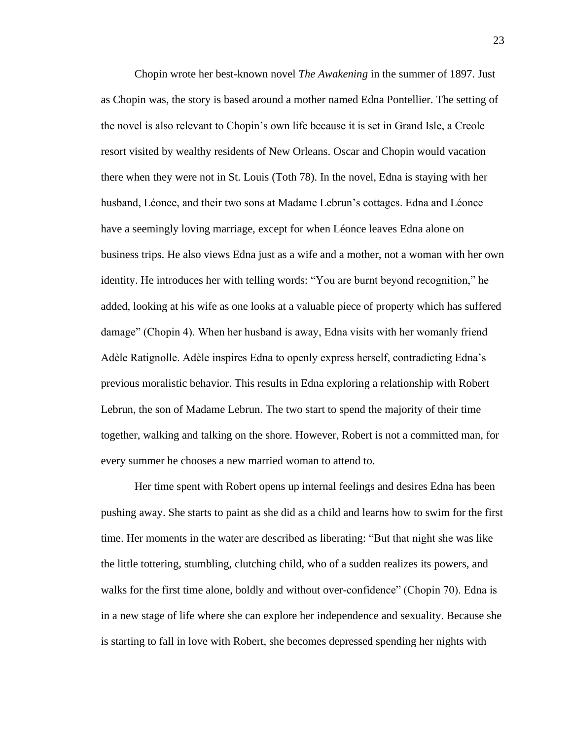Chopin wrote her best-known novel *The Awakening* in the summer of 1897. Just as Chopin was, the story is based around a mother named Edna Pontellier. The setting of the novel is also relevant to Chopin's own life because it is set in Grand Isle, a Creole resort visited by wealthy residents of New Orleans. Oscar and Chopin would vacation there when they were not in St. Louis (Toth 78). In the novel, Edna is staying with her husband, Léonce, and their two sons at Madame Lebrun's cottages. Edna and Léonce have a seemingly loving marriage, except for when Léonce leaves Edna alone on business trips. He also views Edna just as a wife and a mother, not a woman with her own identity. He introduces her with telling words: "You are burnt beyond recognition," he added, looking at his wife as one looks at a valuable piece of property which has suffered damage" (Chopin 4). When her husband is away, Edna visits with her womanly friend Adèle Ratignolle. Adèle inspires Edna to openly express herself, contradicting Edna's previous moralistic behavior. This results in Edna exploring a relationship with Robert Lebrun, the son of Madame Lebrun. The two start to spend the majority of their time together, walking and talking on the shore. However, Robert is not a committed man, for every summer he chooses a new married woman to attend to.

Her time spent with Robert opens up internal feelings and desires Edna has been pushing away. She starts to paint as she did as a child and learns how to swim for the first time. Her moments in the water are described as liberating: "But that night she was like the little tottering, stumbling, clutching child, who of a sudden realizes its powers, and walks for the first time alone, boldly and without over-confidence" (Chopin 70). Edna is in a new stage of life where she can explore her independence and sexuality. Because she is starting to fall in love with Robert, she becomes depressed spending her nights with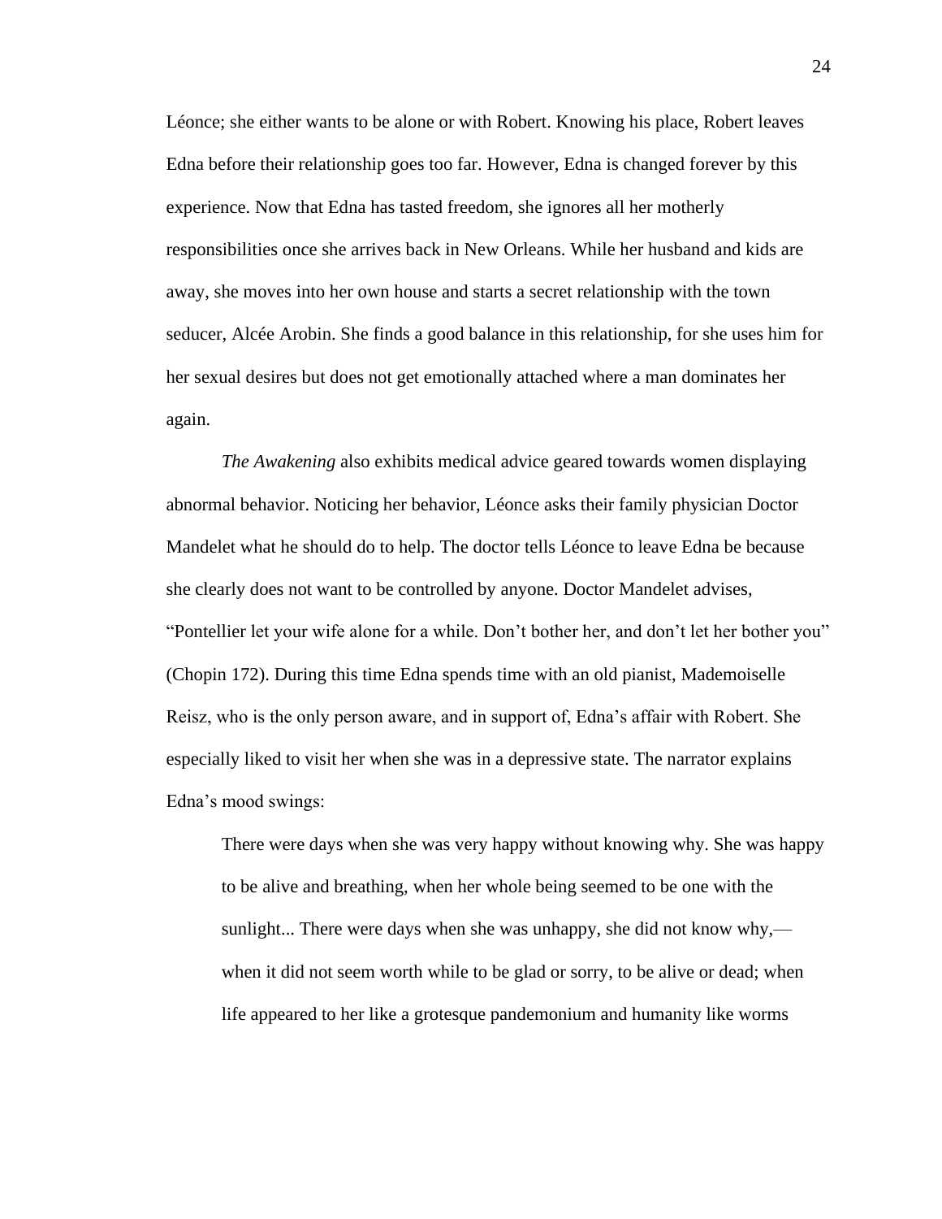Léonce; she either wants to be alone or with Robert. Knowing his place, Robert leaves Edna before their relationship goes too far. However, Edna is changed forever by this experience. Now that Edna has tasted freedom, she ignores all her motherly responsibilities once she arrives back in New Orleans. While her husband and kids are away, she moves into her own house and starts a secret relationship with the town seducer, Alcée Arobin. She finds a good balance in this relationship, for she uses him for her sexual desires but does not get emotionally attached where a man dominates her again.

*The Awakening* also exhibits medical advice geared towards women displaying abnormal behavior. Noticing her behavior, Léonce asks their family physician Doctor Mandelet what he should do to help. The doctor tells Léonce to leave Edna be because she clearly does not want to be controlled by anyone. Doctor Mandelet advises, "Pontellier let your wife alone for a while. Don't bother her, and don't let her bother you" (Chopin 172). During this time Edna spends time with an old pianist, Mademoiselle Reisz, who is the only person aware, and in support of, Edna's affair with Robert. She especially liked to visit her when she was in a depressive state. The narrator explains Edna's mood swings:

> There were days when she was very happy without knowing why. She was happy to be alive and breathing, when her whole being seemed to be one with the sunlight... There were days when she was unhappy, she did not know why,— when it did not seem worth while to be glad or sorry, to be alive or dead; when life appeared to her like a grotesque pandemonium and humanity like worms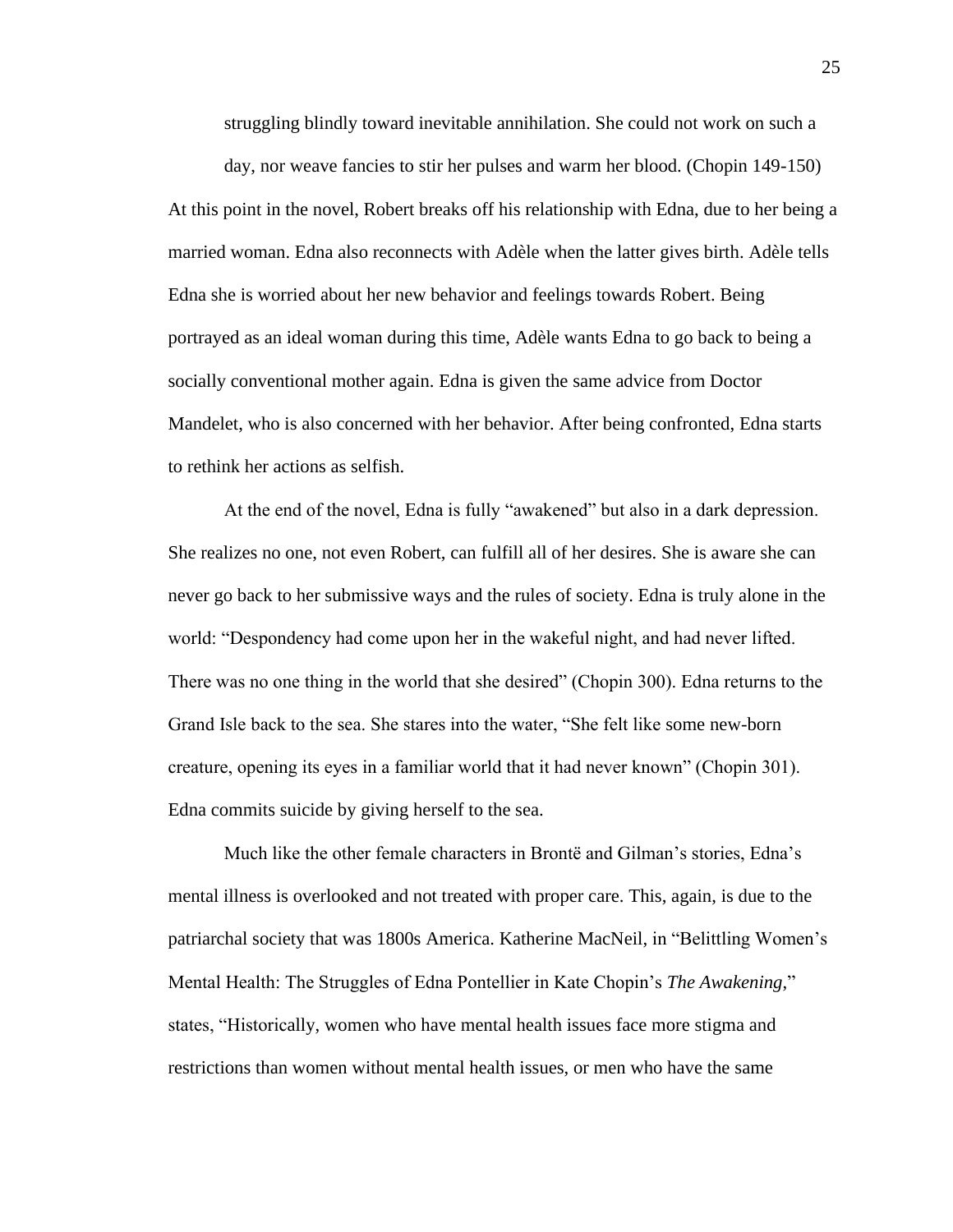> struggling blindly toward inevitable annihilation. She could not work on such a day, nor weave fancies to stir her pulses and warm her blood. (Chopin 149-150)

At this point in the novel, Robert breaks off his relationship with Edna, due to her being a married woman. Edna also reconnects with Adèle when the latter gives birth. Adèle tells Edna she is worried about her new behavior and feelings towards Robert. Being portrayed as an ideal woman during this time, Adèle wants Edna to go back to being a socially conventional mother again. Edna is given the same advice from Doctor Mandelet, who is also concerned with her behavior. After being confronted, Edna starts to rethink her actions as selfish.

At the end of the novel, Edna is fully "awakened" but also in a dark depression. She realizes no one, not even Robert, can fulfill all of her desires. She is aware she can never go back to her submissive ways and the rules of society. Edna is truly alone in the world: "Despondency had come upon her in the wakeful night, and had never lifted. There was no one thing in the world that she desired" (Chopin 300). Edna returns to the Grand Isle back to the sea. She stares into the water, "She felt like some new-born creature, opening its eyes in a familiar world that it had never known" (Chopin 301). Edna commits suicide by giving herself to the sea.

Much like the other female characters in Brontë and Gilman's stories, Edna's mental illness is overlooked and not treated with proper care. This, again, is due to the patriarchal society that was 1800s America. Katherine MacNeil, in "Belittling Women's Mental Health: The Struggles of Edna Pontellier in Kate Chopin's *The Awakening*," states, "Historically, women who have mental health issues face more stigma and restrictions than women without mental health issues, or men who have the same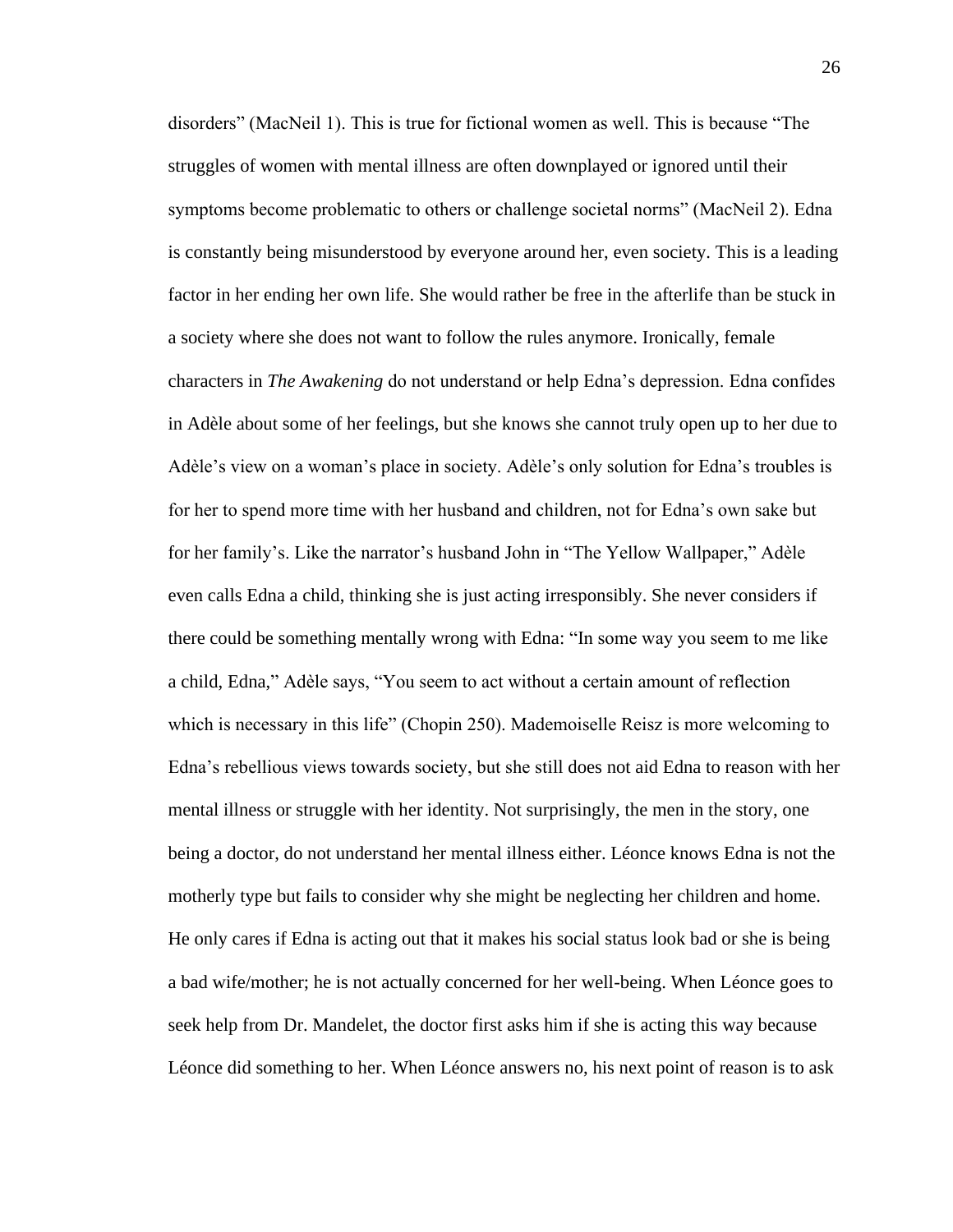disorders" (MacNeil 1). This is true for fictional women as well. This is because "The struggles of women with mental illness are often downplayed or ignored until their symptoms become problematic to others or challenge societal norms" (MacNeil 2). Edna is constantly being misunderstood by everyone around her, even society. This is a leading factor in her ending her own life. She would rather be free in the afterlife than be stuck in a society where she does not want to follow the rules anymore. Ironically, female characters in *The Awakening* do not understand or help Edna's depression. Edna confides in Adèle about some of her feelings, but she knows she cannot truly open up to her due to Adèle's view on a woman's place in society. Adèle's only solution for Edna's troubles is for her to spend more time with her husband and children, not for Edna's own sake but for her family's. Like the narrator's husband John in "The Yellow Wallpaper," Adèle even calls Edna a child, thinking she is just acting irresponsibly. She never considers if there could be something mentally wrong with Edna: "In some way you seem to me like a child, Edna," Adèle says, "You seem to act without a certain amount of reflection which is necessary in this life" (Chopin 250). Mademoiselle Reisz is more welcoming to Edna's rebellious views towards society, but she still does not aid Edna to reason with her mental illness or struggle with her identity. Not surprisingly, the men in the story, one being a doctor, do not understand her mental illness either. Léonce knows Edna is not the motherly type but fails to consider why she might be neglecting her children and home. He only cares if Edna is acting out that it makes his social status look bad or she is being a bad wife/mother; he is not actually concerned for her well-being. When Léonce goes to seek help from Dr. Mandelet, the doctor first asks him if she is acting this way because Léonce did something to her. When Léonce answers no, his next point of reason is to ask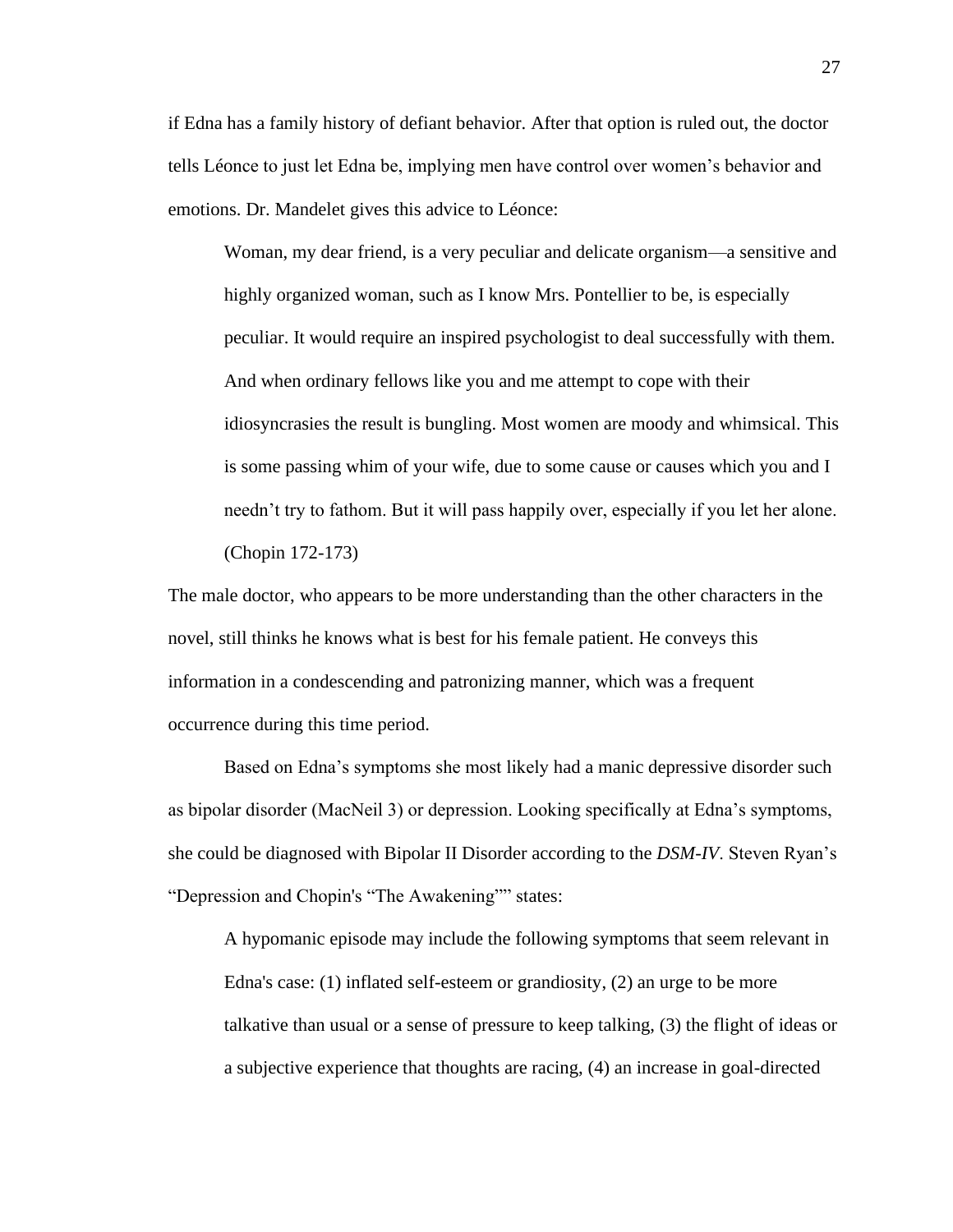if Edna has a family history of defiant behavior. After that option is ruled out, the doctor tells Léonce to just let Edna be, implying men have control over women's behavior and emotions. Dr. Mandelet gives this advice to Léonce:

> Woman, my dear friend, is a very peculiar and delicate organism—a sensitive and highly organized woman, such as I know Mrs. Pontellier to be, is especially peculiar. It would require an inspired psychologist to deal successfully with them. And when ordinary fellows like you and me attempt to cope with their idiosyncrasies the result is bungling. Most women are moody and whimsical. This is some passing whim of your wife, due to some cause or causes which you and I needn't try to fathom. But it will pass happily over, especially if you let her alone. (Chopin 172-173)

The male doctor, who appears to be more understanding than the other characters in the novel, still thinks he knows what is best for his female patient. He conveys this information in a condescending and patronizing manner, which was a frequent occurrence during this time period.

Based on Edna's symptoms she most likely had a manic depressive disorder such as bipolar disorder (MacNeil 3) or depression. Looking specifically at Edna's symptoms, she could be diagnosed with Bipolar II Disorder according to the *DSM-IV*. Steven Ryan's "Depression and Chopin's "The Awakening"" states:

> A hypomanic episode may include the following symptoms that seem relevant in Edna's case: (1) inflated self-esteem or grandiosity, (2) an urge to be more talkative than usual or a sense of pressure to keep talking, (3) the flight of ideas or a subjective experience that thoughts are racing, (4) an increase in goal-directed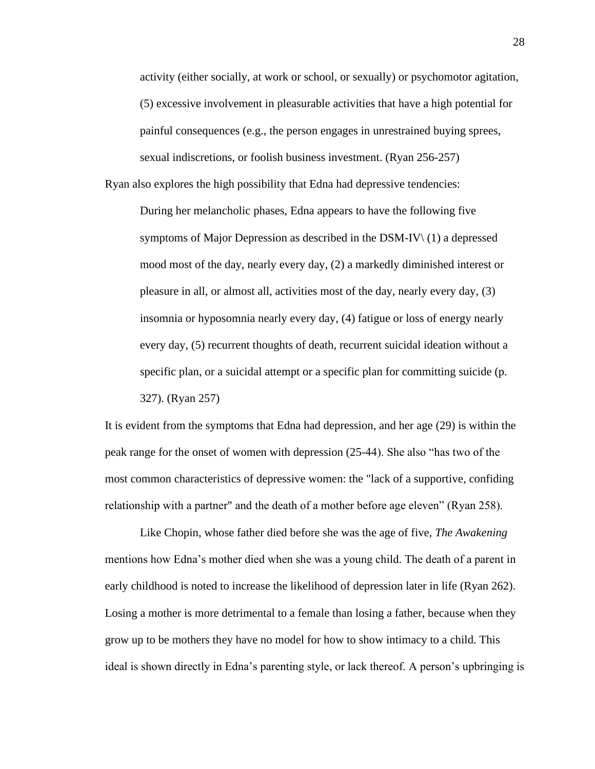> activity (either socially, at work or school, or sexually) or psychomotor agitation, (5) excessive involvement in pleasurable activities that have a high potential for painful consequences (e.g., the person engages in unrestrained buying sprees, sexual indiscretions, or foolish business investment. (Ryan 256-257)

Ryan also explores the high possibility that Edna had depressive tendencies:

> During her melancholic phases, Edna appears to have the following five symptoms of Major Depression as described in the DSM-IV\ (1) a depressed mood most of the day, nearly every day, (2) a markedly diminished interest or pleasure in all, or almost all, activities most of the day, nearly every day, (3) insomnia or hyposomnia nearly every day, (4) fatigue or loss of energy nearly every day, (5) recurrent thoughts of death, recurrent suicidal ideation without a specific plan, or a suicidal attempt or a specific plan for committing suicide (p. 327). (Ryan 257)

It is evident from the symptoms that Edna had depression, and her age (29) is within the peak range for the onset of women with depression (25-44). She also "has two of the most common characteristics of depressive women: the "lack of a supportive, confiding relationship with a partner" and the death of a mother before age eleven" (Ryan 258).

Like Chopin, whose father died before she was the age of five, *The Awakening* mentions how Edna's mother died when she was a young child. The death of a parent in early childhood is noted to increase the likelihood of depression later in life (Ryan 262). Losing a mother is more detrimental to a female than losing a father, because when they grow up to be mothers they have no model for how to show intimacy to a child. This ideal is shown directly in Edna's parenting style, or lack thereof. A person's upbringing is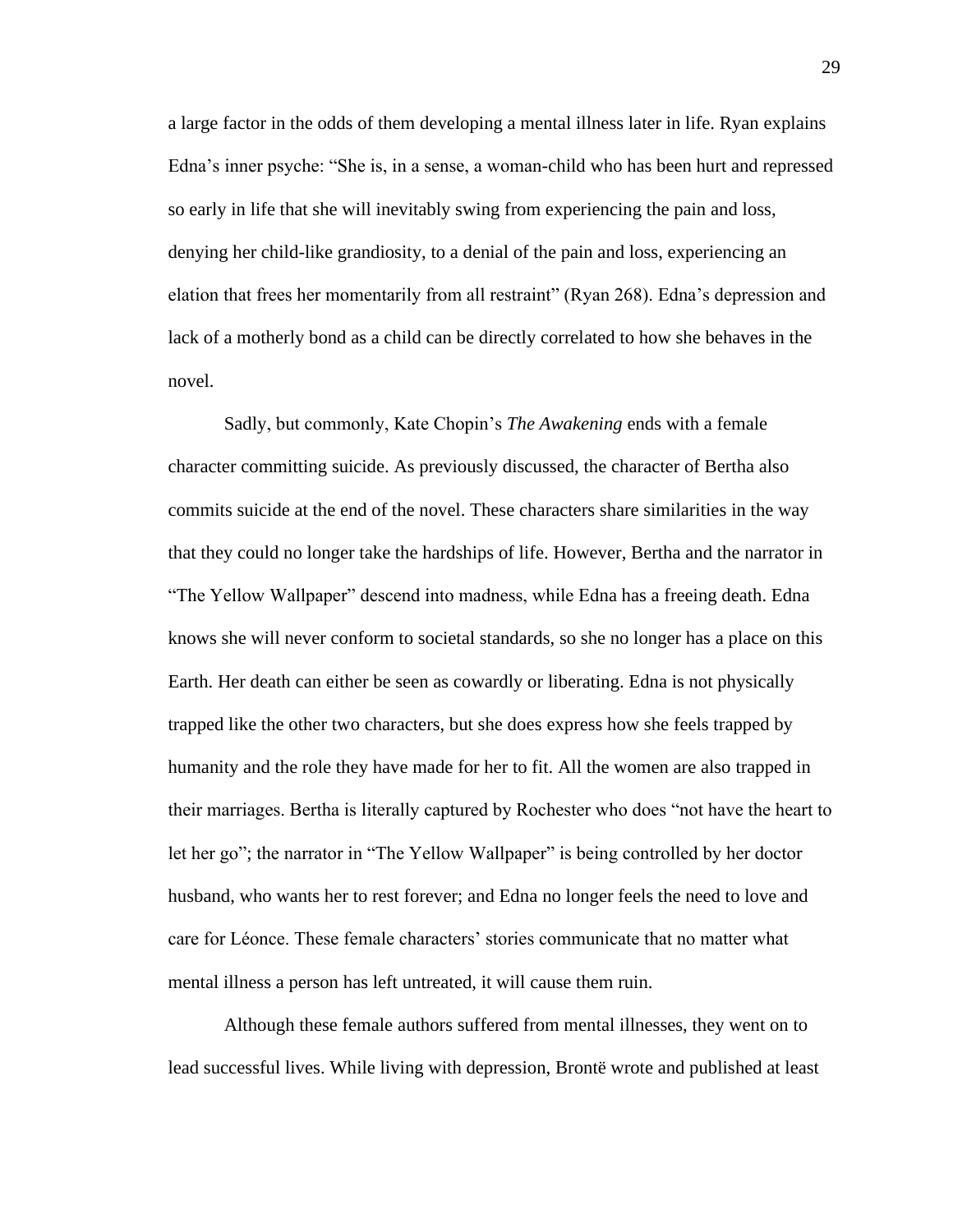a large factor in the odds of them developing a mental illness later in life. Ryan explains Edna's inner psyche: "She is, in a sense, a woman-child who has been hurt and repressed so early in life that she will inevitably swing from experiencing the pain and loss, denying her child-like grandiosity, to a denial of the pain and loss, experiencing an elation that frees her momentarily from all restraint" (Ryan 268). Edna's depression and lack of a motherly bond as a child can be directly correlated to how she behaves in the novel.

Sadly, but commonly, Kate Chopin's *The Awakening* ends with a female character committing suicide. As previously discussed, the character of Bertha also commits suicide at the end of the novel. These characters share similarities in the way that they could no longer take the hardships of life. However, Bertha and the narrator in "The Yellow Wallpaper" descend into madness, while Edna has a freeing death. Edna knows she will never conform to societal standards, so she no longer has a place on this Earth. Her death can either be seen as cowardly or liberating. Edna is not physically trapped like the other two characters, but she does express how she feels trapped by humanity and the role they have made for her to fit. All the women are also trapped in their marriages. Bertha is literally captured by Rochester who does "not have the heart to let her go"; the narrator in "The Yellow Wallpaper" is being controlled by her doctor husband, who wants her to rest forever; and Edna no longer feels the need to love and care for Léonce. These female characters' stories communicate that no matter what mental illness a person has left untreated, it will cause them ruin.

Although these female authors suffered from mental illnesses, they went on to lead successful lives. While living with depression, Brontë wrote and published at least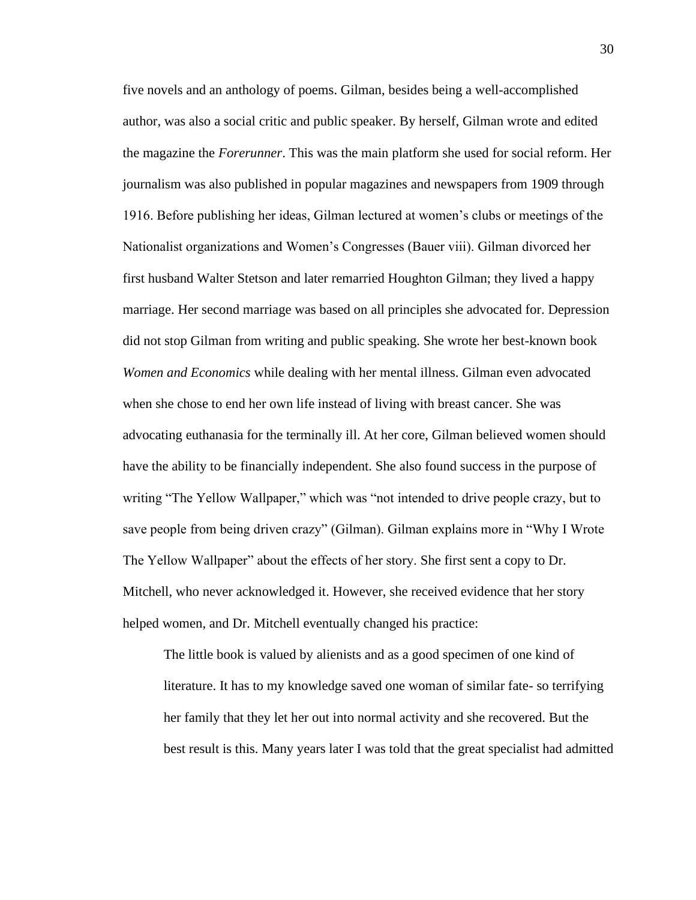five novels and an anthology of poems. Gilman, besides being a well-accomplished author, was also a social critic and public speaker. By herself, Gilman wrote and edited the magazine the *Forerunner*. This was the main platform she used for social reform. Her journalism was also published in popular magazines and newspapers from 1909 through 1916. Before publishing her ideas, Gilman lectured at women's clubs or meetings of the Nationalist organizations and Women's Congresses (Bauer viii). Gilman divorced her first husband Walter Stetson and later remarried Houghton Gilman; they lived a happy marriage. Her second marriage was based on all principles she advocated for. Depression did not stop Gilman from writing and public speaking. She wrote her best-known book *Women and Economics* while dealing with her mental illness. Gilman even advocated when she chose to end her own life instead of living with breast cancer. She was advocating euthanasia for the terminally ill. At her core, Gilman believed women should have the ability to be financially independent. She also found success in the purpose of writing "The Yellow Wallpaper," which was "not intended to drive people crazy, but to save people from being driven crazy" (Gilman). Gilman explains more in "Why I Wrote The Yellow Wallpaper" about the effects of her story. She first sent a copy to Dr. Mitchell, who never acknowledged it. However, she received evidence that her story helped women, and Dr. Mitchell eventually changed his practice:

> The little book is valued by alienists and as a good specimen of one kind of literature. It has to my knowledge saved one woman of similar fate- so terrifying her family that they let her out into normal activity and she recovered. But the best result is this. Many years later I was told that the great specialist had admitted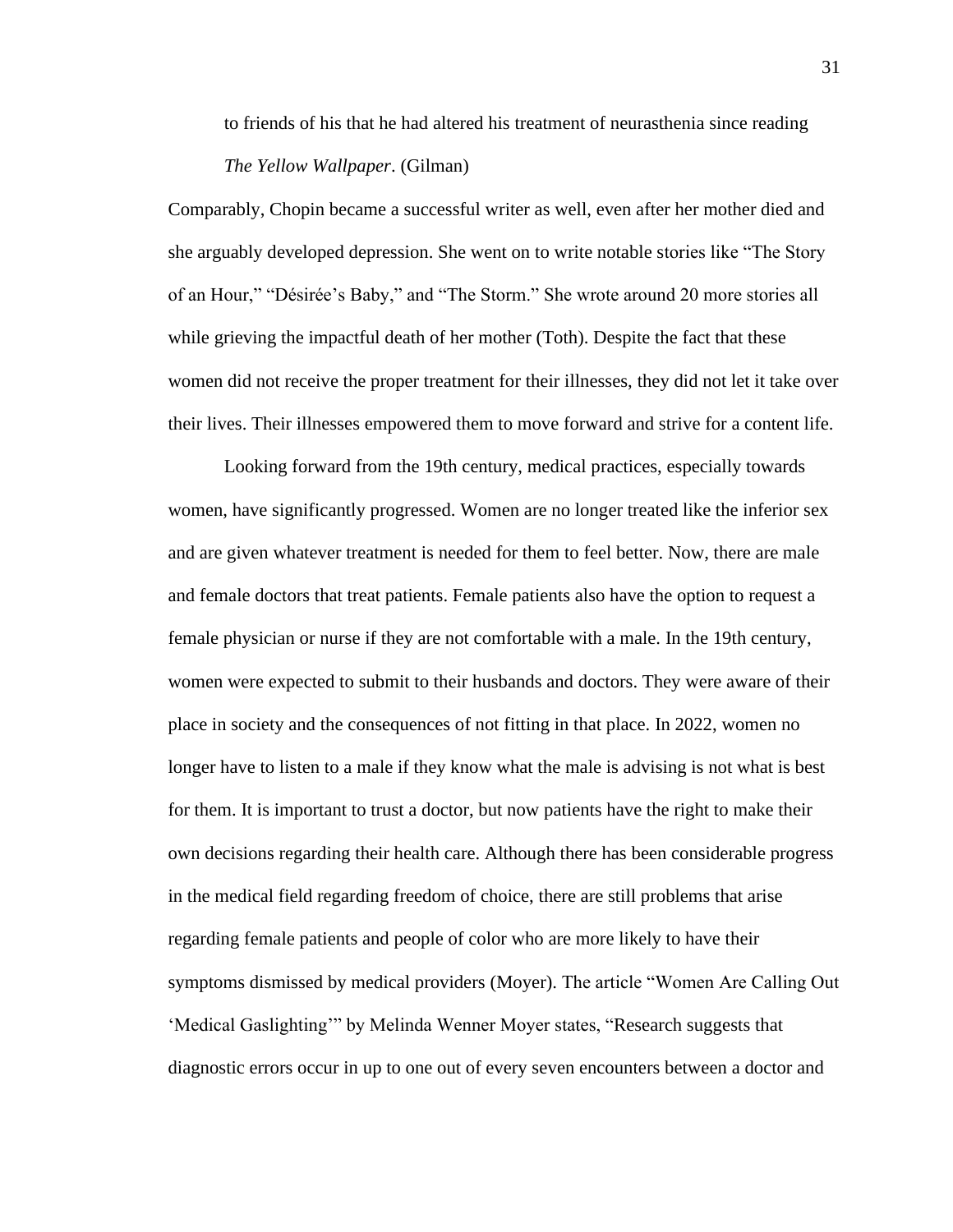to friends of his that he had altered his treatment of neurasthenia since reading *The Yellow Wallpaper*. (Gilman)

Comparably, Chopin became a successful writer as well, even after her mother died and she arguably developed depression. She went on to write notable stories like "The Story of an Hour," "Désirée's Baby," and "The Storm." She wrote around 20 more stories all while grieving the impactful death of her mother (Toth). Despite the fact that these women did not receive the proper treatment for their illnesses, they did not let it take over their lives. Their illnesses empowered them to move forward and strive for a content life.

Looking forward from the 19th century, medical practices, especially towards women, have significantly progressed. Women are no longer treated like the inferior sex and are given whatever treatment is needed for them to feel better. Now, there are male and female doctors that treat patients. Female patients also have the option to request a female physician or nurse if they are not comfortable with a male. In the 19th century, women were expected to submit to their husbands and doctors. They were aware of their place in society and the consequences of not fitting in that place. In 2022, women no longer have to listen to a male if they know what the male is advising is not what is best for them. It is important to trust a doctor, but now patients have the right to make their own decisions regarding their health care. Although there has been considerable progress in the medical field regarding freedom of choice, there are still problems that arise regarding female patients and people of color who are more likely to have their symptoms dismissed by medical providers (Moyer). The article "Women Are Calling Out 'Medical Gaslighting'" by Melinda Wenner Moyer states, "Research suggests that diagnostic errors occur in up to one out of every seven encounters between a doctor and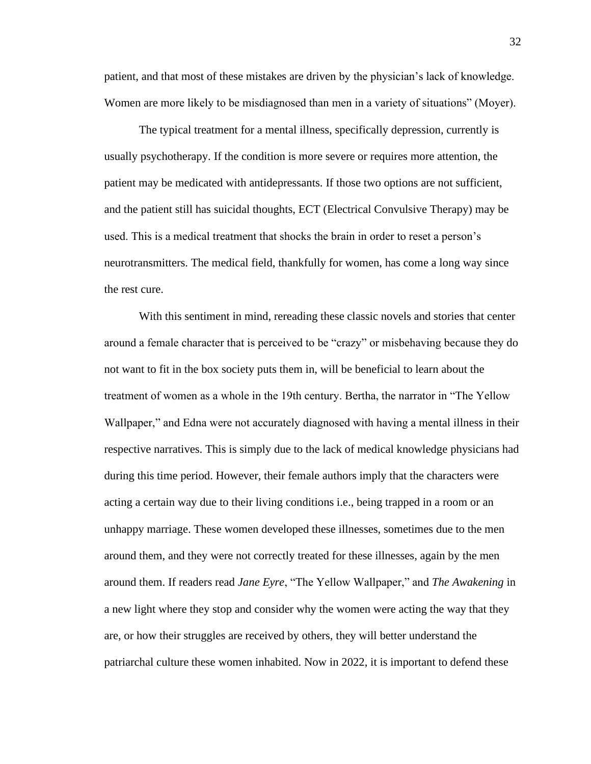patient, and that most of these mistakes are driven by the physician's lack of knowledge. Women are more likely to be misdiagnosed than men in a variety of situations" (Moyer).

The typical treatment for a mental illness, specifically depression, currently is usually psychotherapy. If the condition is more severe or requires more attention, the patient may be medicated with antidepressants. If those two options are not sufficient, and the patient still has suicidal thoughts, ECT (Electrical Convulsive Therapy) may be used. This is a medical treatment that shocks the brain in order to reset a person's neurotransmitters. The medical field, thankfully for women, has come a long way since the rest cure.

With this sentiment in mind, rereading these classic novels and stories that center around a female character that is perceived to be "crazy" or misbehaving because they do not want to fit in the box society puts them in, will be beneficial to learn about the treatment of women as a whole in the 19th century. Bertha, the narrator in "The Yellow Wallpaper," and Edna were not accurately diagnosed with having a mental illness in their respective narratives. This is simply due to the lack of medical knowledge physicians had during this time period. However, their female authors imply that the characters were acting a certain way due to their living conditions i.e., being trapped in a room or an unhappy marriage. These women developed these illnesses, sometimes due to the men around them, and they were not correctly treated for these illnesses, again by the men around them. If readers read *Jane Eyre*, "The Yellow Wallpaper," and *The Awakening* in a new light where they stop and consider why the women were acting the way that they are, or how their struggles are received by others, they will better understand the patriarchal culture these women inhabited. Now in 2022, it is important to defend these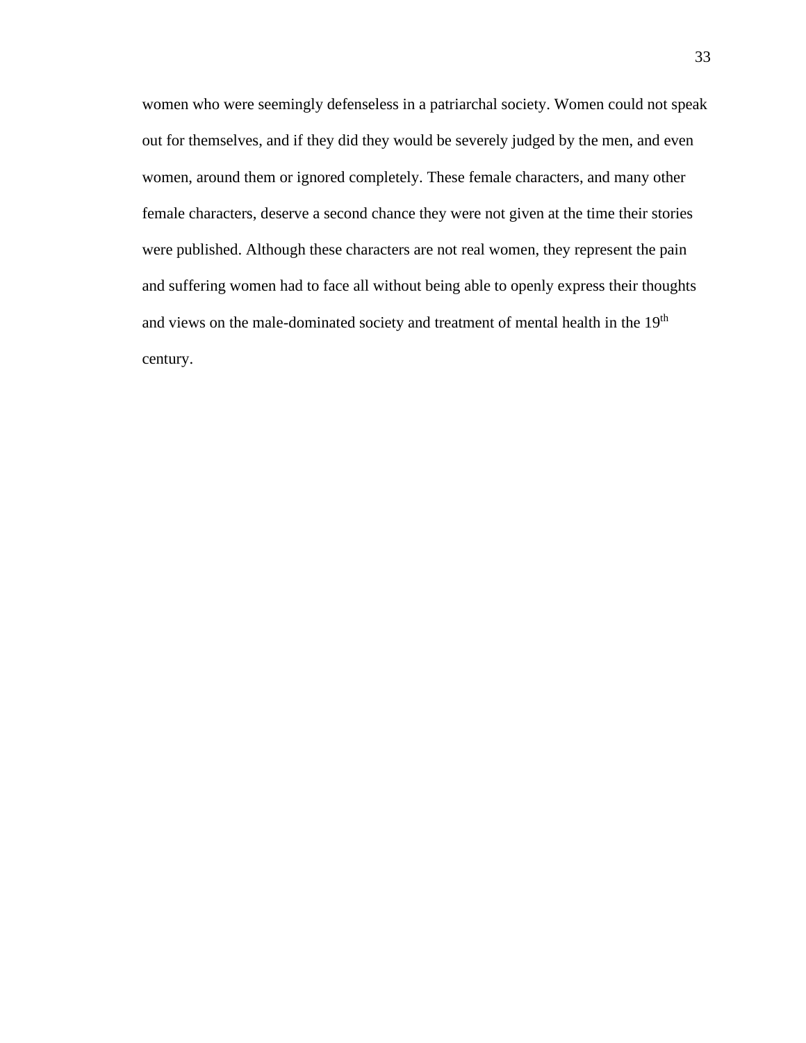women who were seemingly defenseless in a patriarchal society. Women could not speak out for themselves, and if they did they would be severely judged by the men, and even women, around them or ignored completely. These female characters, and many other female characters, deserve a second chance they were not given at the time their stories were published. Although these characters are not real women, they represent the pain and suffering women had to face all without being able to openly express their thoughts and views on the male-dominated society and treatment of mental health in the 19th century.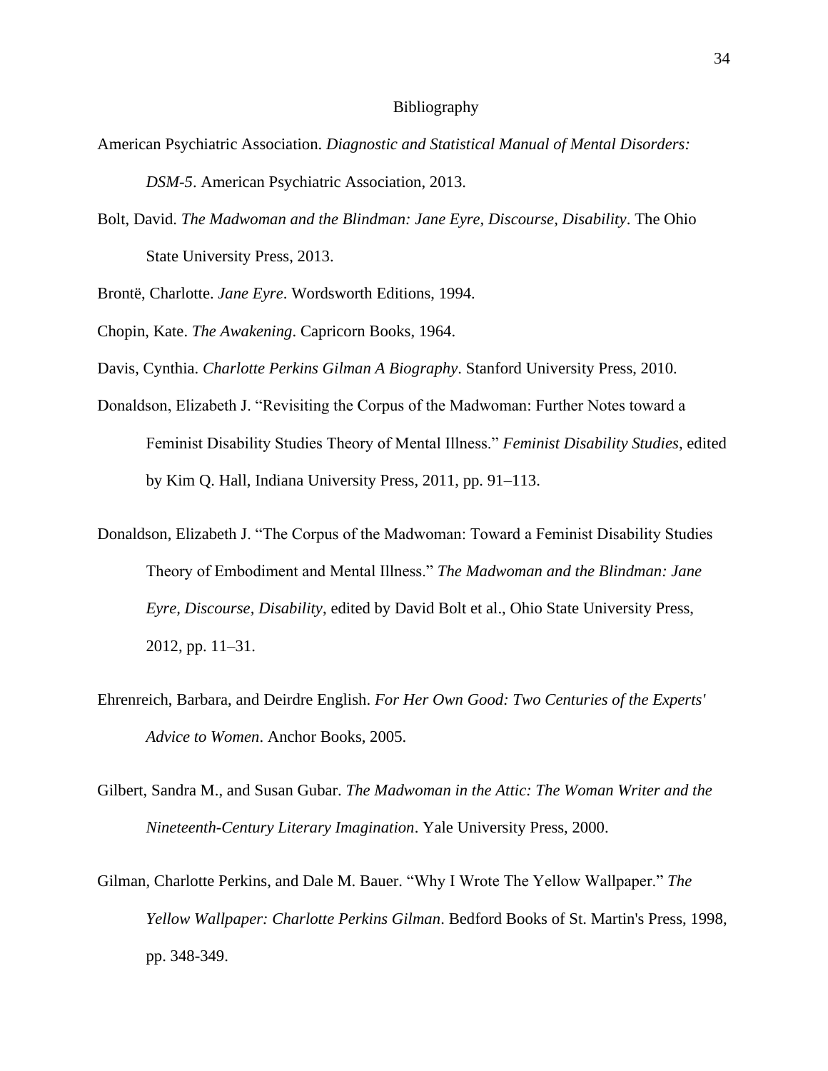# Bibliography

American Psychiatric Association. *Diagnostic and Statistical Manual of Mental Disorders: DSM-5*. American Psychiatric Association, 2013.

Bolt, David. *The Madwoman and the Blindman: Jane Eyre, Discourse, Disability*. The Ohio State University Press, 2013.

Brontë, Charlotte. *Jane Eyre*. Wordsworth Editions, 1994.

Chopin, Kate. *The Awakening*. Capricorn Books, 1964.

Davis, Cynthia. *Charlotte Perkins Gilman A Biography*. Stanford University Press, 2010.

Donaldson, Elizabeth J. "Revisiting the Corpus of the Madwoman: Further Notes toward a Feminist Disability Studies Theory of Mental Illness." *Feminist Disability Studies*, edited by Kim Q. Hall, Indiana University Press, 2011, pp. 91–113.

Donaldson, Elizabeth J. "The Corpus of the Madwoman: Toward a Feminist Disability Studies Theory of Embodiment and Mental Illness." *The Madwoman and the Blindman: Jane Eyre, Discourse, Disability*, edited by David Bolt et al., Ohio State University Press, 2012, pp. 11–31.

Ehrenreich, Barbara, and Deirdre English. *For Her Own Good: Two Centuries of the Experts' Advice to Women*. Anchor Books, 2005.

Gilbert, Sandra M., and Susan Gubar. *The Madwoman in the Attic: The Woman Writer and the Nineteenth-Century Literary Imagination*. Yale University Press, 2000.

Gilman, Charlotte Perkins, and Dale M. Bauer. "Why I Wrote The Yellow Wallpaper." *The Yellow Wallpaper: Charlotte Perkins Gilman*. Bedford Books of St. Martin's Press, 1998, pp. 348-349.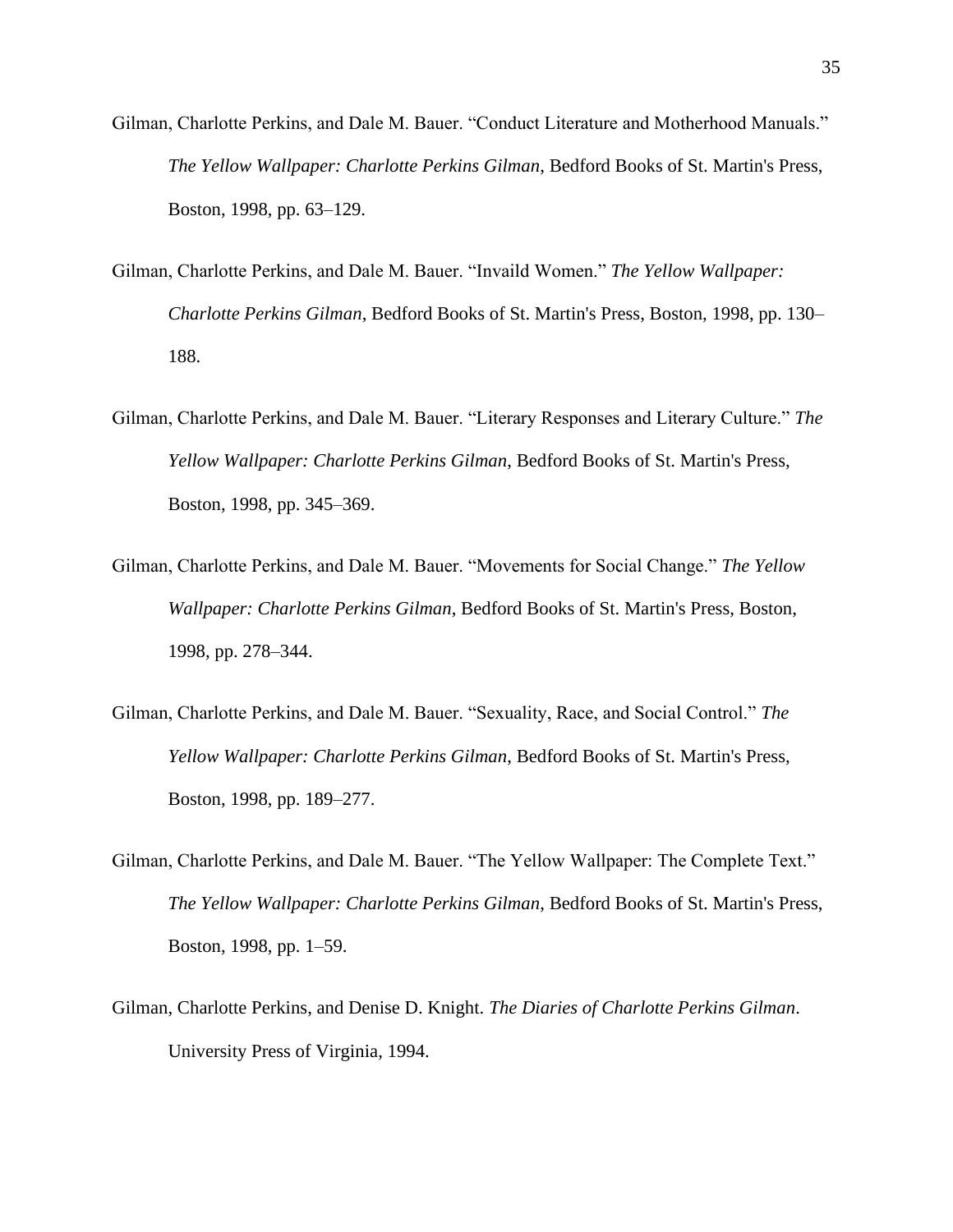Gilman, Charlotte Perkins, and Dale M. Bauer. "Conduct Literature and Motherhood Manuals." *The Yellow Wallpaper: Charlotte Perkins Gilman*, Bedford Books of St. Martin's Press, Boston, 1998, pp. 63–129.

Gilman, Charlotte Perkins, and Dale M. Bauer. "Invaild Women." *The Yellow Wallpaper: Charlotte Perkins Gilman*, Bedford Books of St. Martin's Press, Boston, 1998, pp. 130–188.

Gilman, Charlotte Perkins, and Dale M. Bauer. "Literary Responses and Literary Culture." *The Yellow Wallpaper: Charlotte Perkins Gilman*, Bedford Books of St. Martin's Press, Boston, 1998, pp. 345–369.

Gilman, Charlotte Perkins, and Dale M. Bauer. "Movements for Social Change." *The Yellow Wallpaper: Charlotte Perkins Gilman*, Bedford Books of St. Martin's Press, Boston, 1998, pp. 278–344.

Gilman, Charlotte Perkins, and Dale M. Bauer. "Sexuality, Race, and Social Control." *The Yellow Wallpaper: Charlotte Perkins Gilman*, Bedford Books of St. Martin's Press, Boston, 1998, pp. 189–277.

Gilman, Charlotte Perkins, and Dale M. Bauer. "The Yellow Wallpaper: The Complete Text." *The Yellow Wallpaper: Charlotte Perkins Gilman*, Bedford Books of St. Martin's Press, Boston, 1998, pp. 1–59.

Gilman, Charlotte Perkins, and Denise D. Knight. *The Diaries of Charlotte Perkins Gilman*. University Press of Virginia, 1994.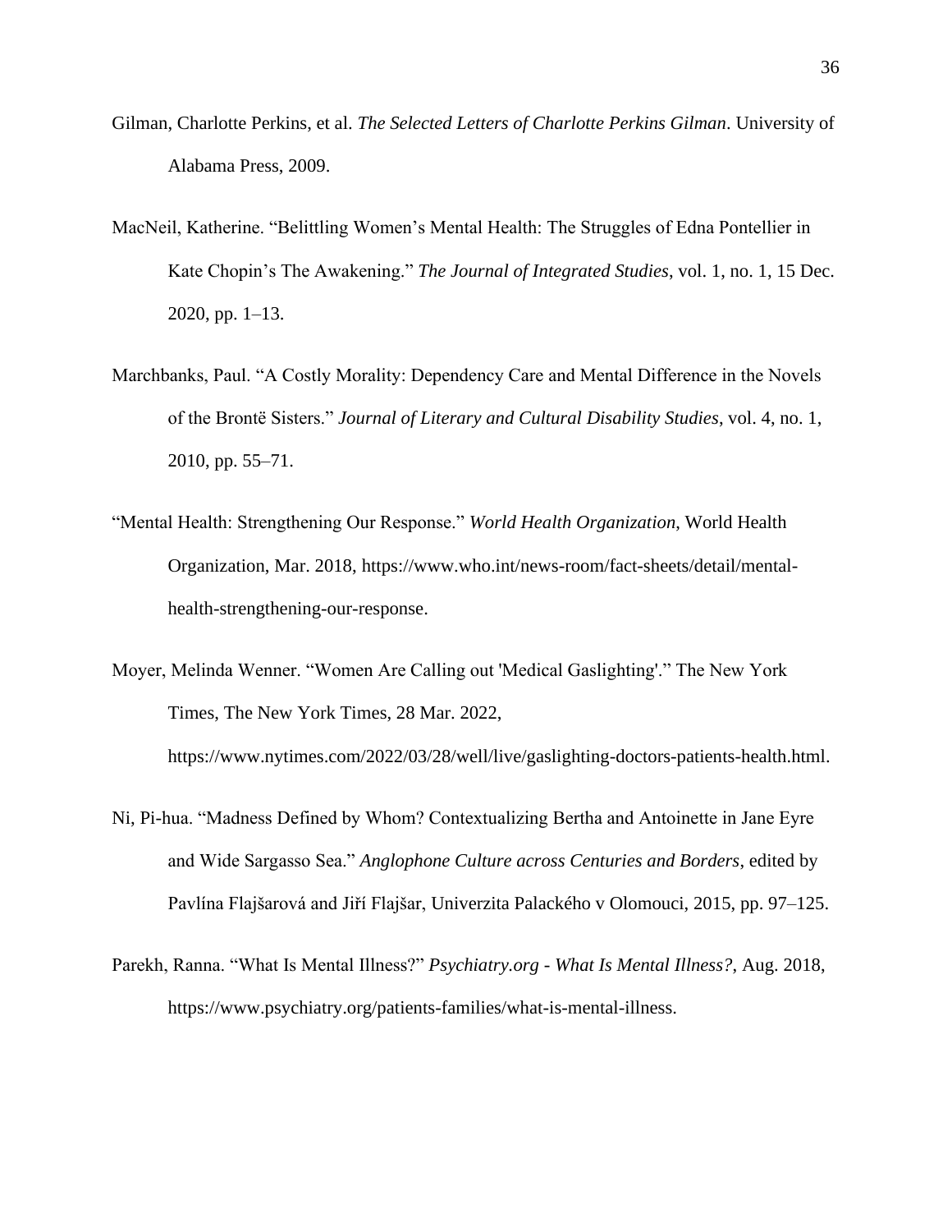Gilman, Charlotte Perkins, et al. *The Selected Letters of Charlotte Perkins Gilman*. University of Alabama Press, 2009.

MacNeil, Katherine. "Belittling Women's Mental Health: The Struggles of Edna Pontellier in Kate Chopin's The Awakening." *The Journal of Integrated Studies*, vol. 1, no. 1, 15 Dec. 2020, pp. 1–13.

Marchbanks, Paul. "A Costly Morality: Dependency Care and Mental Difference in the Novels of the Brontë Sisters." *Journal of Literary and Cultural Disability Studies*, vol. 4, no. 1, 2010, pp. 55–71.

"Mental Health: Strengthening Our Response." *World Health Organization*, World Health Organization, Mar. 2018, https://www.who.int/news-room/fact-sheets/detail/mental-health-strengthening-our-response.

Moyer, Melinda Wenner. "Women Are Calling out 'Medical Gaslighting'." The New York Times, The New York Times, 28 Mar. 2022, https://www.nytimes.com/2022/03/28/well/live/gaslighting-doctors-patients-health.html.

Ni, Pi-hua. "Madness Defined by Whom? Contextualizing Bertha and Antoinette in Jane Eyre and Wide Sargasso Sea." *Anglophone Culture across Centuries and Borders*, edited by Pavlína Flajšarová and Jiří Flajšar, Univerzita Palackého v Olomouci, 2015, pp. 97–125.

Parekh, Ranna. "What Is Mental Illness?" *Psychiatry.org - What Is Mental Illness?*, Aug. 2018, https://www.psychiatry.org/patients-families/what-is-mental-illness.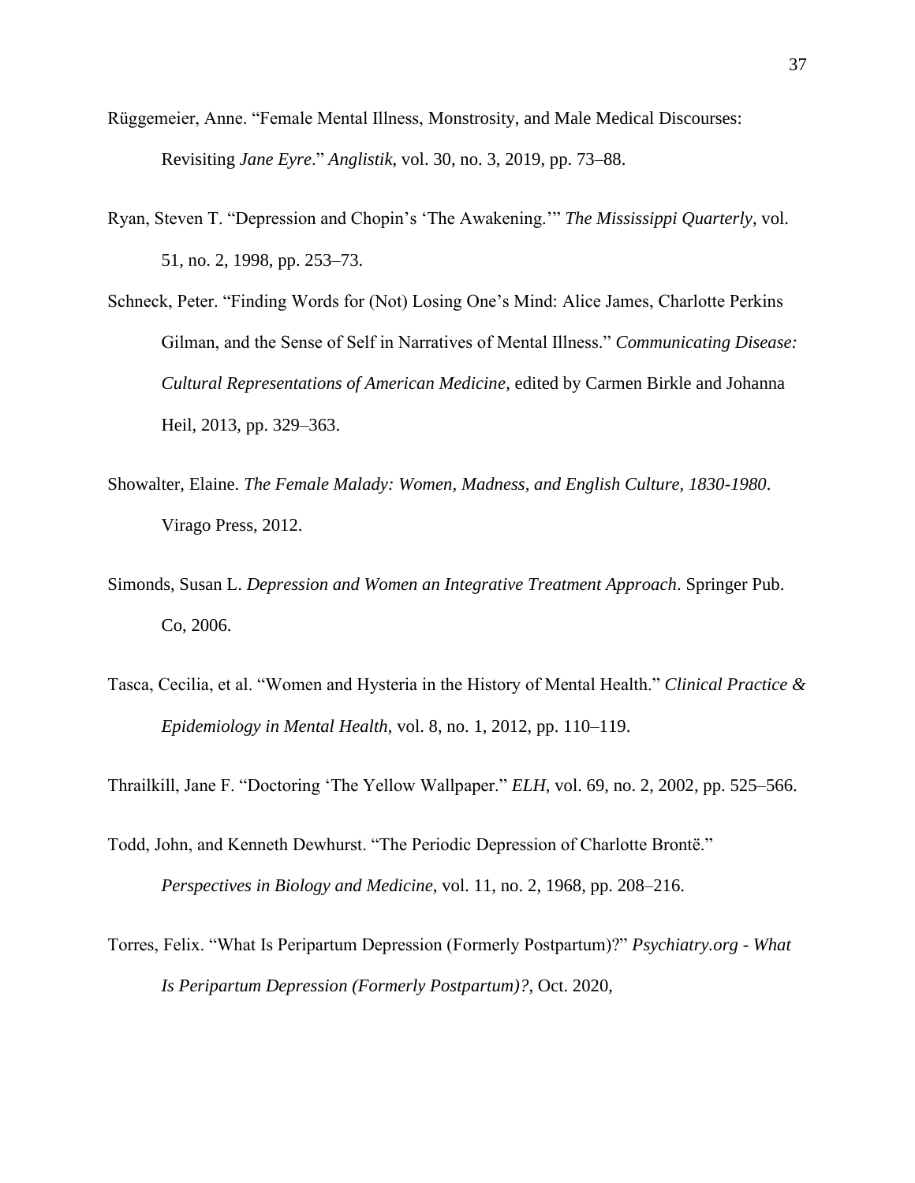Rüggemeier, Anne. "Female Mental Illness, Monstrosity, and Male Medical Discourses: Revisiting *Jane Eyre*." *Anglistik*, vol. 30, no. 3, 2019, pp. 73–88.

Ryan, Steven T. "Depression and Chopin's 'The Awakening.'" *The Mississippi Quarterly*, vol. 51, no. 2, 1998, pp. 253–73.

Schneck, Peter. "Finding Words for (Not) Losing One's Mind: Alice James, Charlotte Perkins Gilman, and the Sense of Self in Narratives of Mental Illness." *Communicating Disease: Cultural Representations of American Medicine*, edited by Carmen Birkle and Johanna Heil, 2013, pp. 329–363.

Showalter, Elaine. *The Female Malady: Women, Madness, and English Culture, 1830-1980*. Virago Press, 2012.

Simonds, Susan L. *Depression and Women an Integrative Treatment Approach*. Springer Pub. Co, 2006.

Tasca, Cecilia, et al. "Women and Hysteria in the History of Mental Health." *Clinical Practice & Epidemiology in Mental Health*, vol. 8, no. 1, 2012, pp. 110–119.

Thrailkill, Jane F. "Doctoring 'The Yellow Wallpaper." *ELH*, vol. 69, no. 2, 2002, pp. 525–566.

Todd, John, and Kenneth Dewhurst. "The Periodic Depression of Charlotte Brontë." *Perspectives in Biology and Medicine*, vol. 11, no. 2, 1968, pp. 208–216.

Torres, Felix. "What Is Peripartum Depression (Formerly Postpartum)?" *Psychiatry.org - What Is Peripartum Depression (Formerly Postpartum)?*, Oct. 2020,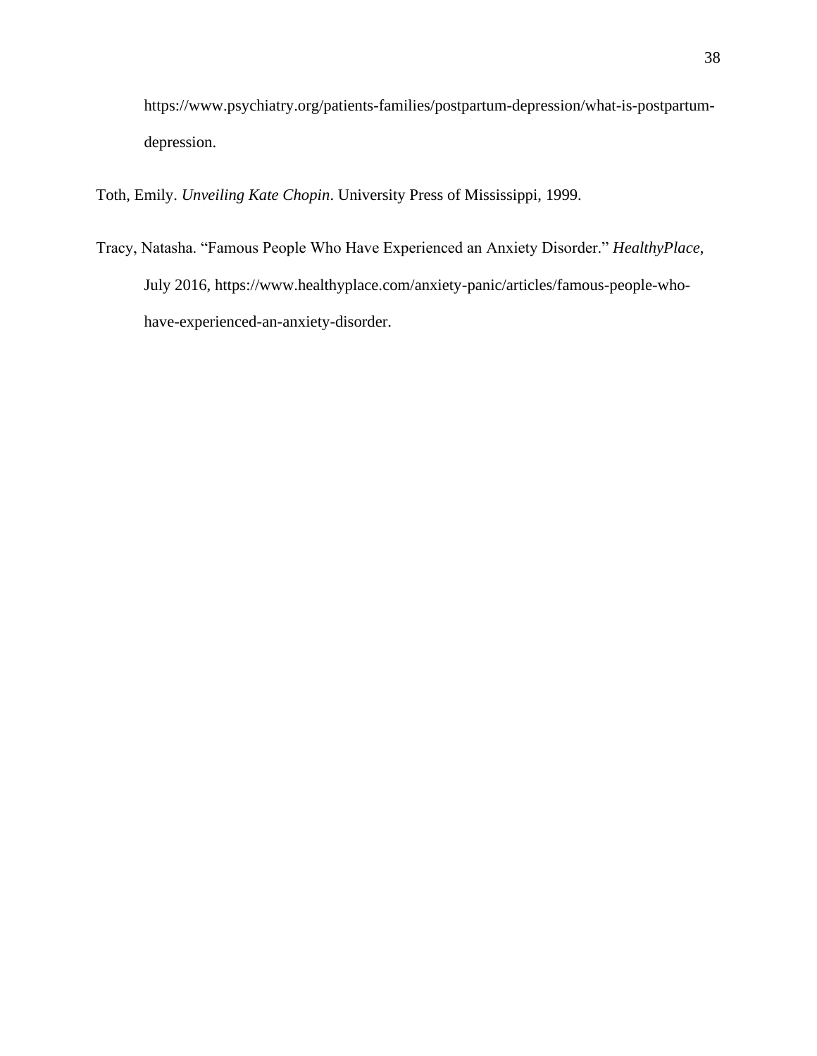https://www.psychiatry.org/patients-families/postpartum-depression/what-is-postpartum-depression.

Toth, Emily. *Unveiling Kate Chopin*. University Press of Mississippi, 1999.

Tracy, Natasha. "Famous People Who Have Experienced an Anxiety Disorder." *HealthyPlace*, July 2016, https://www.healthyplace.com/anxiety-panic/articles/famous-people-who-have-experienced-an-anxiety-disorder.